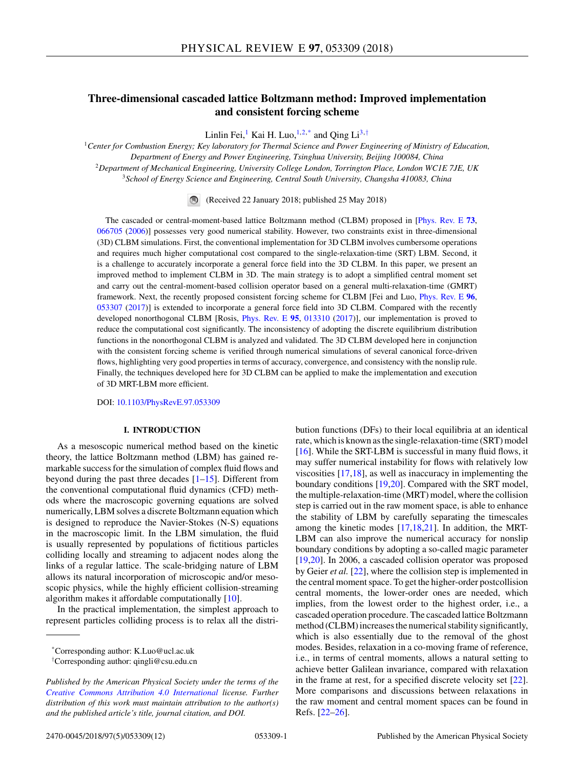# Three-dimensional cascaded lattice Boltzmann method: Improved implementation and consistent forcing scheme

Linlin Fei,[1] Kai H. Luo,[1,2,*] and Qing Li[3,†]

[1]*Center for Combustion Energy; Key laboratory for Thermal Science and Power Engineering of Ministry of Education, Department of Energy and Power Engineering, Tsinghua University, Beijing 100084, China*

[2]*Department of Mechanical Engineering, University College London, Torrington Place, London WC1E 7JE, UK*

[3]*School of Energy Science and Engineering, Central South University, Changsha 410083, China*

(Received 22 January 2018; published 25 May 2018)

The cascaded or central-moment-based lattice Boltzmann method (CLBM) proposed in [Phys. Rev. E **73**, 066705 (2006)] possesses very good numerical stability. However, two constraints exist in three-dimensional (3D) CLBM simulations. First, the conventional implementation for 3D CLBM involves cumbersome operations and requires much higher computational cost compared to the single-relaxation-time (SRT) LBM. Second, it is a challenge to accurately incorporate a general force field into the 3D CLBM. In this paper, we present an improved method to implement CLBM in 3D. The main strategy is to adopt a simplified central moment set and carry out the central-moment-based collision operator based on a general multi-relaxation-time (GMRT) framework. Next, the recently proposed consistent forcing scheme for CLBM [Fei and Luo, Phys. Rev. E **96**, 053307 (2017)] is extended to incorporate a general force field into 3D CLBM. Compared with the recently developed nonorthogonal CLBM [Rosis, Phys. Rev. E **95**, 013310 (2017)], our implementation is proved to reduce the computational cost significantly. The inconsistency of adopting the discrete equilibrium distribution functions in the nonorthogonal CLBM is analyzed and validated. The 3D CLBM developed here in conjunction with the consistent forcing scheme is verified through numerical simulations of several canonical force-driven flows, highlighting very good properties in terms of accuracy, convergence, and consistency with the nonslip rule. Finally, the techniques developed here for 3D CLBM can be applied to make the implementation and execution of 3D MRT-LBM more efficient.

DOI: 10.1103/PhysRevE.97.053309

## I. INTRODUCTION

As a mesoscopic numerical method based on the kinetic theory, the lattice Boltzmann method (LBM) has gained remarkable success for the simulation of complex fluid flows and beyond during the past three decades [1–15]. Different from the conventional computational fluid dynamics (CFD) methods where the macroscopic governing equations are solved numerically, LBM solves a discrete Boltzmann equation which is designed to reproduce the Navier-Stokes (N-S) equations in the macroscopic limit. In the LBM simulation, the fluid is usually represented by populations of fictitious particles colliding locally and streaming to adjacent nodes along the links of a regular lattice. The scale-bridging nature of LBM allows its natural incorporation of microscopic and/or mesoscopic physics, while the highly efficient collision-streaming algorithm makes it affordable computationally [10].

In the practical implementation, the simplest approach to represent particles colliding process is to relax all the distribution functions (DFs) to their local equilibria at an identical rate, which is known as the single-relaxation-time (SRT) model [16]. While the SRT-LBM is successful in many fluid flows, it may suffer numerical instability for flows with relatively low viscosities [17,18], as well as inaccuracy in implementing the boundary conditions [19,20]. Compared with the SRT model, the multiple-relaxation-time (MRT) model, where the collision step is carried out in the raw moment space, is able to enhance the stability of LBM by carefully separating the timescales among the kinetic modes [17,18,21]. In addition, the MRT-LBM can also improve the numerical accuracy for nonslip boundary conditions by adopting a so-called magic parameter [19,20]. In 2006, a cascaded collision operator was proposed by Geier *et al.* [22], where the collision step is implemented in the central moment space. To get the higher-order postcollision central moments, the lower-order ones are needed, which implies, from the lowest order to the highest order, i.e., a cascaded operation procedure. The cascaded lattice Boltzmann method (CLBM) increases the numerical stability significantly, which is also essentially due to the removal of the ghost modes. Besides, relaxation in a co-moving frame of reference, i.e., in terms of central moments, allows a natural setting to achieve better Galilean invariance, compared with relaxation in the frame at rest, for a specified discrete velocity set [22]. More comparisons and discussions between relaxations in the raw moment and central moment spaces can be found in Refs. [22–26].

---

*Corresponding author: K.Luo@ucl.ac.uk

†Corresponding author: qingli@csu.edu.cn

*Published by the American Physical Society under the terms of the Creative Commons Attribution 4.0 International license. Further distribution of this work must maintain attribution to the author(s) and the published article's title, journal citation, and DOI.*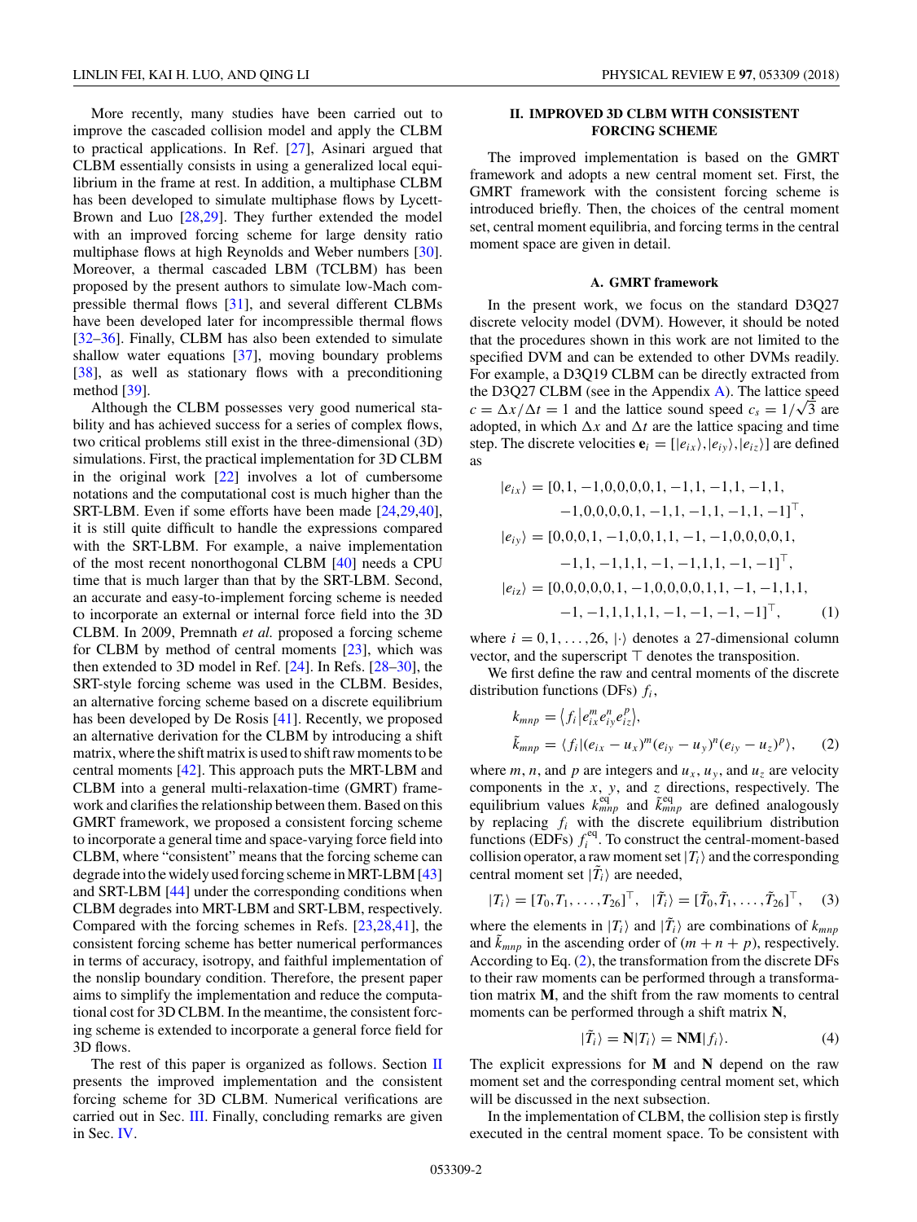More recently, many studies have been carried out to improve the cascaded collision model and apply the CLBM to practical applications. In Ref. [27], Asinari argued that CLBM essentially consists in using a generalized local equilibrium in the frame at rest. In addition, a multiphase CLBM has been developed to simulate multiphase flows by Lycett-Brown and Luo [28,29]. They further extended the model with an improved forcing scheme for large density ratio multiphase flows at high Reynolds and Weber numbers [30]. Moreover, a thermal cascaded LBM (TCLBM) has been proposed by the present authors to simulate low-Mach compressible thermal flows [31], and several different CLBMs have been developed later for incompressible thermal flows [32–36]. Finally, CLBM has also been extended to simulate shallow water equations [37], moving boundary problems [38], as well as stationary flows with a preconditioning method [39].

Although the CLBM possesses very good numerical stability and has achieved success for a series of complex flows, two critical problems still exist in the three-dimensional (3D) simulations. First, the practical implementation for 3D CLBM in the original work [22] involves a lot of cumbersome notations and the computational cost is much higher than the SRT-LBM. Even if some efforts have been made [24,29,40], it is still quite difficult to handle the expressions compared with the SRT-LBM. For example, a naive implementation of the most recent nonorthogonal CLBM [40] needs a CPU time that is much larger than that by the SRT-LBM. Second, an accurate and easy-to-implement forcing scheme is needed to incorporate an external or internal force field into the 3D CLBM. In 2009, Premnath *et al.* proposed a forcing scheme for CLBM by method of central moments [23], which was then extended to 3D model in Ref. [24]. In Refs. [28–30], the SRT-style forcing scheme was used in the CLBM. Besides, an alternative forcing scheme based on a discrete equilibrium has been developed by De Rosis [41]. Recently, we proposed an alternative derivation for the CLBM by introducing a shift matrix, where the shift matrix is used to shift raw moments to be central moments [42]. This approach puts the MRT-LBM and CLBM into a general multi-relaxation-time (GMRT) framework and clarifies the relationship between them. Based on this GMRT framework, we proposed a consistent forcing scheme to incorporate a general time and space-varying force field into CLBM, where "consistent" means that the forcing scheme can degrade into the widely used forcing scheme in MRT-LBM [43] and SRT-LBM [44] under the corresponding conditions when CLBM degrades into MRT-LBM and SRT-LBM, respectively. Compared with the forcing schemes in Refs. [23,28,41], the consistent forcing scheme has better numerical performances in terms of accuracy, isotropy, and faithful implementation of the nonslip boundary condition. Therefore, the present paper aims to simplify the implementation and reduce the computational cost for 3D CLBM. In the meantime, the consistent forcing scheme is extended to incorporate a general force field for 3D flows.

The rest of this paper is organized as follows. Section II presents the improved implementation and the consistent forcing scheme for 3D CLBM. Numerical verifications are carried out in Sec. III. Finally, concluding remarks are given in Sec. IV.

## II. IMPROVED 3D CLBM WITH CONSISTENT FORCING SCHEME

The improved implementation is based on the GMRT framework and adopts a new central moment set. First, the GMRT framework with the consistent forcing scheme is introduced briefly. Then, the choices of the central moment set, central moment equilibria, and forcing terms in the central moment space are given in detail.

### A. GMRT framework

In the present work, we focus on the standard D3Q27 discrete velocity model (DVM). However, it should be noted that the procedures shown in this work are not limited to the specified DVM and can be extended to other DVMs readily. For example, a D3Q19 CLBM can be directly extracted from the D3Q27 CLBM (see in the Appendix A). The lattice speed $c = \Delta x/\Delta t = 1$ and the lattice sound speed $c_s = 1/\sqrt{3}$ are adopted, in which $\Delta x$ and $\Delta t$ are the lattice spacing and time step. The discrete velocities $\mathbf{e}_i = [|e_{ix}\rangle, |e_{iy}\rangle, |e_{iz}\rangle]$ are defined as

$$
\begin{aligned}
|e_{ix}\rangle &= [0,1,-1,0,0,0,0,1,-1,1,-1,1,-1,1,\\
&\qquad -1,0,0,0,0,1,-1,1,-1,1,-1,1,-1]^{\top},\\
|e_{iy}\rangle &= [0,0,0,1,-1,0,0,1,1,-1,-1,0,0,0,0,1,\\
&\qquad -1,1,-1,1,1,-1,-1,1,1,-1,-1]^{\top},\\
|e_{iz}\rangle &= [0,0,0,0,0,1,-1,0,0,0,0,1,1,-1,-1,1,1,\\
&\qquad -1,-1,1,1,1,1,-1,-1,-1,-1]^{\top},
\end{aligned}
\tag{1}
$$

where $i = 0,1,\ldots,26$, $|\cdot\rangle$ denotes a 27-dimensional column vector, and the superscript $\top$ denotes the transposition.

We first define the raw and central moments of the discrete distribution functions (DFs) $f_i$,

$$
\begin{aligned}
k_{mnp} &= \langle f_i | e_{ix}^m e_{iy}^n e_{iz}^p \rangle,\\
\tilde{k}_{mnp} &= \langle f_i | (e_{ix} - u_x)^m (e_{iy} - u_y)^n (e_{iy} - u_z)^p \rangle,
\end{aligned}
\tag{2}
$$

where $m$, $n$, and $p$ are integers and $u_x$, $u_y$, and $u_z$ are velocity components in the $x$, $y$, and $z$ directions, respectively. The equilibrium values $k_{mnp}^{\text{eq}}$ and $\tilde{k}_{mnp}^{\text{eq}}$ are defined analogously by replacing $f_i$ with the discrete equilibrium distribution functions (EDFs) $f_i^{\text{eq}}$. To construct the central-moment-based collision operator, a raw moment set $|T_i\rangle$ and the corresponding central moment set $|\tilde{T}_i\rangle$ are needed,

$$
|T_i\rangle = [T_0, T_1, \ldots, T_{26}]^{\top}, \quad |\tilde{T}_i\rangle = [\tilde{T}_0, \tilde{T}_1, \ldots, \tilde{T}_{26}]^{\top}, \tag{3}
$$

where the elements in $|T_i\rangle$ and $|\tilde{T}_i\rangle$ are combinations of $k_{mnp}$ and $\tilde{k}_{mnp}$ in the ascending order of $(m+n+p)$, respectively. According to Eq. (2), the transformation from the discrete DFs to their raw moments can be performed through a transformation matrix $\mathbf{M}$, and the shift from the raw moments to central moments can be performed through a shift matrix $\mathbf{N}$,

$$
|\tilde{T}_i\rangle = \mathbf{N}|T_i\rangle = \mathbf{NM}|f_i\rangle. \tag{4}
$$

The explicit expressions for $\mathbf{M}$ and $\mathbf{N}$ depend on the raw moment set and the corresponding central moment set, which will be discussed in the next subsection.

In the implementation of CLBM, the collision step is firstly executed in the central moment space. To be consistent with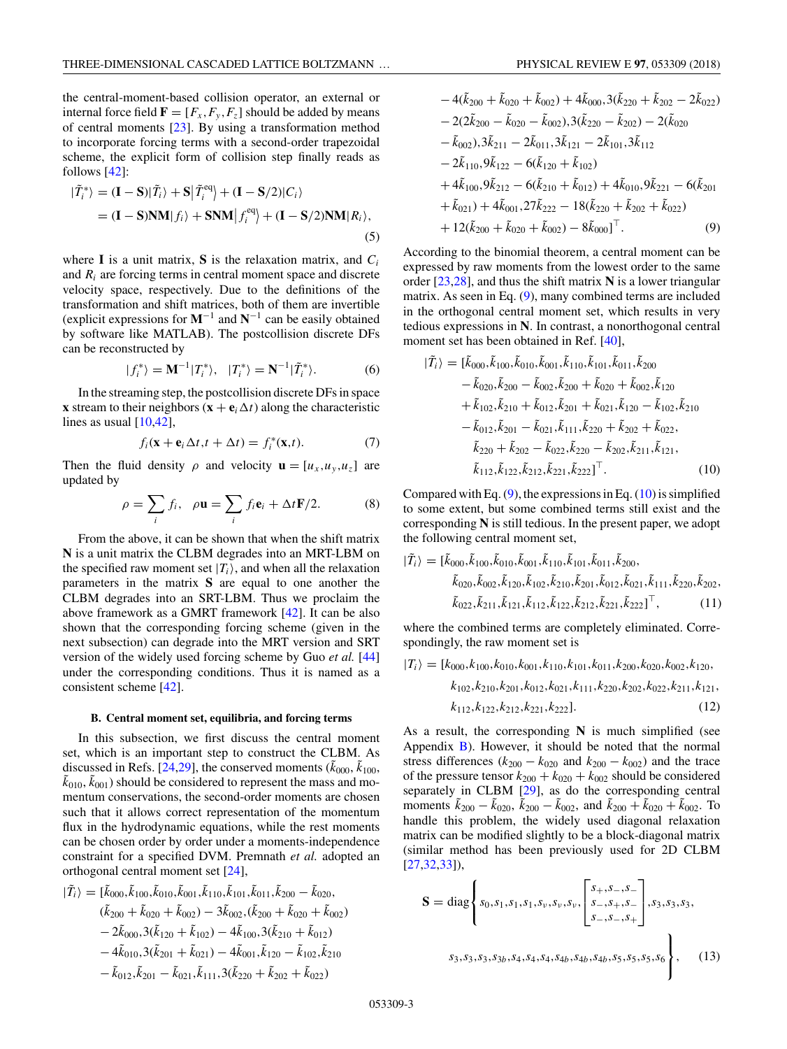the central-moment-based collision operator, an external or internal force field $\mathbf{F} = [F_x, F_y, F_z]$ should be added by means of central moments [23]. By using a transformation method to incorporate forcing terms with a second-order trapezoidal scheme, the explicit form of collision step finally reads as follows [42]:

$$
\begin{aligned}
|\tilde{T}_i^*\rangle &= (\mathbf{I}-\mathbf{S})|\tilde{T}_i\rangle + \mathbf{S}\big|\tilde{T}_i^{\text{eq}}\big\rangle + (\mathbf{I}-\mathbf{S}/2)|C_i\rangle \\
&= (\mathbf{I}-\mathbf{S})\mathbf{N}\mathbf{M}|f_i\rangle + \mathbf{S}\mathbf{N}\mathbf{M}\big|f_i^{\text{eq}}\big\rangle + (\mathbf{I}-\mathbf{S}/2)\mathbf{N}\mathbf{M}|R_i\rangle,
\end{aligned}
\tag{5}
$$

where $\mathbf{I}$ is a unit matrix, $\mathbf{S}$ is the relaxation matrix, and $C_i$ and $R_i$ are forcing terms in central moment space and discrete velocity space, respectively. Due to the definitions of the transformation and shift matrices, both of them are invertible (explicit expressions for $\mathbf{M}^{-1}$ and $\mathbf{N}^{-1}$ can be easily obtained by software like MATLAB). The postcollision discrete DFs can be reconstructed by

$$
|f_i^*\rangle = \mathbf{M}^{-1}|T_i^*\rangle, \quad |T_i^*\rangle = \mathbf{N}^{-1}|\tilde{T}_i^*\rangle. \tag{6}
$$

In the streaming step, the postcollision discrete DFs in space $\mathbf{x}$ stream to their neighbors $(\mathbf{x} + \mathbf{e}_i\Delta t)$ along the characteristic lines as usual [10,42],

$$
f_i(\mathbf{x} + \mathbf{e}_i\Delta t, t + \Delta t) = f_i^*(\mathbf{x}, t). \tag{7}
$$

Then the fluid density $\rho$ and velocity $\mathbf{u} = [u_x, u_y, u_z]$ are updated by

$$
\rho = \sum_i f_i, \quad \rho\mathbf{u} = \sum_i f_i\mathbf{e}_i + \Delta t\mathbf{F}/2. \tag{8}
$$

From the above, it can be shown that when the shift matrix $\mathbf{N}$ is a unit matrix the CLBM degrades into an MRT-LBM on the specified raw moment set $|T_i\rangle$, and when all the relaxation parameters in the matrix $\mathbf{S}$ are equal to one another the CLBM degrades into an SRT-LBM. Thus we proclaim the above framework as a GMRT framework [42]. It can be also shown that the corresponding forcing scheme (given in the next subsection) can degrade into the MRT version and SRT version of the widely used forcing scheme by Guo *et al.* [44] under the corresponding conditions. Thus it is named as a consistent scheme [42].

### B. Central moment set, equilibria, and forcing terms

In this subsection, we first discuss the central moment set, which is an important step to construct the CLBM. As discussed in Refs. [24,29], the conserved moments ($\tilde{k}_{000}$, $\tilde{k}_{100}$, $\tilde{k}_{010}$, $\tilde{k}_{001}$) should be considered to represent the mass and momentum conservations, the second-order moments are chosen such that it allows correct representation of the momentum flux in the hydrodynamic equations, while the rest moments can be chosen order by order under a moments-independence constraint for a specified DVM. Premnath *et al.* adopted an orthogonal central moment set [24],

$$
\begin{aligned}
|\tilde{T}_i\rangle = [&\tilde{k}_{000}, \tilde{k}_{100}, \tilde{k}_{010}, \tilde{k}_{001}, \tilde{k}_{110}, \tilde{k}_{101}, \tilde{k}_{011}, \tilde{k}_{200} - \tilde{k}_{020}, \\
&(\tilde{k}_{200} + \tilde{k}_{020} + \tilde{k}_{002}) - 3\tilde{k}_{002}, (\tilde{k}_{200} + \tilde{k}_{020} + \tilde{k}_{002}) \\
&- 2\tilde{k}_{000}, 3(\tilde{k}_{120} + \tilde{k}_{102}) - 4\tilde{k}_{100}, 3(\tilde{k}_{210} + \tilde{k}_{012}) \\
&- 4\tilde{k}_{010}, 3(\tilde{k}_{201} + \tilde{k}_{021}) - 4\tilde{k}_{001}, \tilde{k}_{120} - \tilde{k}_{102}, \tilde{k}_{210} \\
&- \tilde{k}_{012}, \tilde{k}_{201} - \tilde{k}_{021}, \tilde{k}_{111}, 3(\tilde{k}_{220} + \tilde{k}_{202} + \tilde{k}_{022}) \\
&- 4(\tilde{k}_{200} + \tilde{k}_{020} + \tilde{k}_{002}) + 4\tilde{k}_{000}, 3(\tilde{k}_{220} + \tilde{k}_{202} - 2\tilde{k}_{022}) \\
&- 2(2\tilde{k}_{200} - \tilde{k}_{020} - \tilde{k}_{002}), 3(\tilde{k}_{220} - \tilde{k}_{202}) - 2(\tilde{k}_{020} \\
&- \tilde{k}_{002}), 3\tilde{k}_{211} - 2\tilde{k}_{011}, 3\tilde{k}_{121} - 2\tilde{k}_{101}, 3\tilde{k}_{112} \\
&- 2\tilde{k}_{110}, 9\tilde{k}_{122} - 6(\tilde{k}_{120} + \tilde{k}_{102}) \\
&+ 4\tilde{k}_{100}, 9\tilde{k}_{212} - 6(\tilde{k}_{210} + \tilde{k}_{012}) + 4\tilde{k}_{010}, 9\tilde{k}_{221} - 6(\tilde{k}_{201} \\
&+ \tilde{k}_{021}) + 4\tilde{k}_{001}, 27\tilde{k}_{222} - 18(\tilde{k}_{220} + \tilde{k}_{202} + \tilde{k}_{022}) \\
&+ 12(\tilde{k}_{200} + \tilde{k}_{020} + \tilde{k}_{002}) - 8\tilde{k}_{000}]^{\top}.
\end{aligned}
\tag{9}
$$

According to the binomial theorem, a central moment can be expressed by raw moments from the lowest order to the same order [23,28], and thus the shift matrix $\mathbf{N}$ is a lower triangular matrix. As seen in Eq. (9), many combined terms are included in the orthogonal central moment set, which results in very tedious expressions in $\mathbf{N}$. In contrast, a nonorthogonal central moment set has been obtained in Ref. [40],

$$
\begin{aligned}
|\tilde{T}_i\rangle = [&\tilde{k}_{000}, \tilde{k}_{100}, \tilde{k}_{010}, \tilde{k}_{001}, \tilde{k}_{110}, \tilde{k}_{101}, \tilde{k}_{011}, \tilde{k}_{200} \\
&- \tilde{k}_{020}, \tilde{k}_{200} - \tilde{k}_{002}, \tilde{k}_{200} + \tilde{k}_{020} + \tilde{k}_{002}, \tilde{k}_{120} \\
&+ \tilde{k}_{102}, \tilde{k}_{210} + \tilde{k}_{012}, \tilde{k}_{201} + \tilde{k}_{021}, \tilde{k}_{120} - \tilde{k}_{102}, \tilde{k}_{210} \\
&- \tilde{k}_{012}, \tilde{k}_{201} - \tilde{k}_{021}, \tilde{k}_{111}, \tilde{k}_{220} + \tilde{k}_{202} + \tilde{k}_{022}, \\
&\tilde{k}_{220} + \tilde{k}_{202} - \tilde{k}_{022}, \tilde{k}_{220} - \tilde{k}_{202}, \tilde{k}_{211}, \tilde{k}_{121}, \\
&\tilde{k}_{112}, \tilde{k}_{122}, \tilde{k}_{212}, \tilde{k}_{221}, \tilde{k}_{222}]^{\top}.
\end{aligned}
\tag{10}
$$

Compared with Eq. (9), the expressions in Eq. (10) is simplified to some extent, but some combined terms still exist and the corresponding $\mathbf{N}$ is still tedious. In the present paper, we adopt the following central moment set,

$$
\begin{aligned}
|\tilde{T}_i\rangle = [&\tilde{k}_{000}, \tilde{k}_{100}, \tilde{k}_{010}, \tilde{k}_{001}, \tilde{k}_{110}, \tilde{k}_{101}, \tilde{k}_{011}, \tilde{k}_{200}, \\
&\tilde{k}_{020}, \tilde{k}_{002}, \tilde{k}_{120}, \tilde{k}_{102}, \tilde{k}_{210}, \tilde{k}_{201}, \tilde{k}_{012}, \tilde{k}_{021}, \tilde{k}_{111}, \tilde{k}_{220}, \tilde{k}_{202}, \\
&\tilde{k}_{022}, \tilde{k}_{211}, \tilde{k}_{121}, \tilde{k}_{112}, \tilde{k}_{122}, \tilde{k}_{212}, \tilde{k}_{221}, \tilde{k}_{222}]^{\top},
\end{aligned}
\tag{11}
$$

where the combined terms are completely eliminated. Correspondingly, the raw moment set is

$$
\begin{aligned}
|T_i\rangle = [&k_{000}, k_{100}, k_{010}, k_{001}, k_{110}, k_{101}, k_{011}, k_{200}, k_{020}, k_{002}, k_{120}, \\
&k_{102}, k_{210}, k_{201}, k_{012}, k_{021}, k_{111}, k_{220}, k_{202}, k_{022}, k_{211}, k_{121}, \\
&k_{112}, k_{122}, k_{212}, k_{221}, k_{222}].
\end{aligned}
\tag{12}
$$

As a result, the corresponding $\mathbf{N}$ is much simplified (see Appendix B). However, it should be noted that the normal stress differences ($k_{200} - k_{020}$ and $k_{200} - k_{002}$) and the trace of the pressure tensor $k_{200} + k_{020} + k_{002}$ should be considered separately in CLBM [29], as do the corresponding central moments $\tilde{k}_{200} - \tilde{k}_{020}$, $\tilde{k}_{200} - \tilde{k}_{002}$, and $\tilde{k}_{200} + \tilde{k}_{020} + \tilde{k}_{002}$. To handle this problem, the widely used diagonal relaxation matrix can be modified slightly to be a block-diagonal matrix (similar method has been previously used for 2D CLBM [27,32,33]),

$$
\mathbf{S} = \text{diag}\left\{ s_0, s_1, s_1, s_1, s_v, s_v, s_v, \begin{bmatrix} s_+, s_-, s_- \\ s_-, s_+, s_- \\ s_-, s_-, s_+ \end{bmatrix}, s_3, s_3, s_3, \right.
$$

$$
\left. s_3, s_3, s_3, s_{3b}, s_4, s_4, s_4, s_{4b}, s_{4b}, s_{4b}, s_5, s_5, s_5, s_6 \right\}, \tag{13}
$$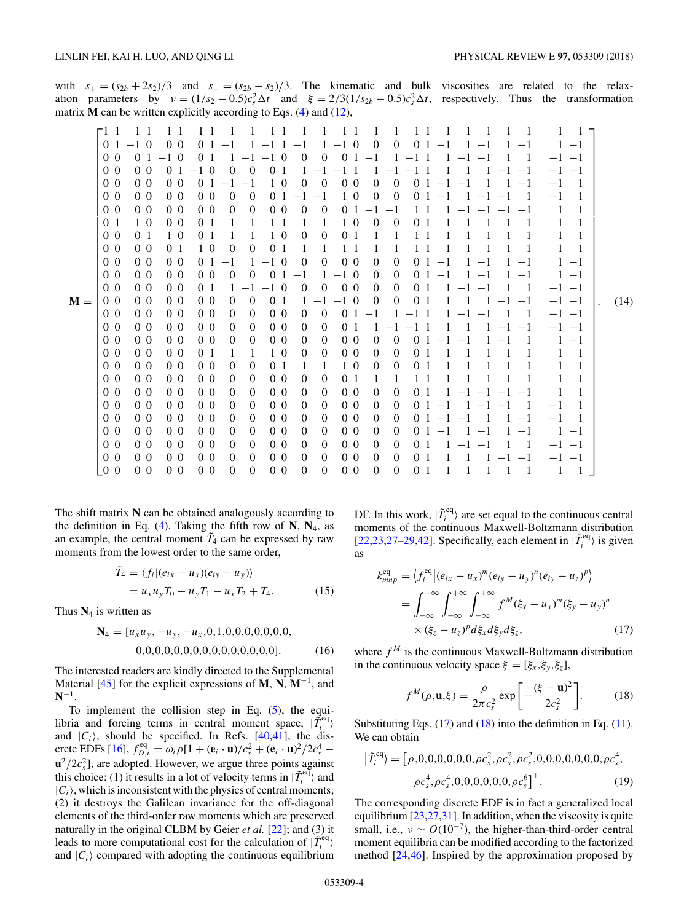with $s_+ = (s_{2b} + 2s_2)/3$ and $s_- = (s_{2b} - s_2)/3$. The kinematic and bulk viscosities are related to the relaxation parameters by $\nu = (1/s_2 - 0.5)c_s^2 \Delta t$ and $\xi = 2/3(1/s_{2b} - 0.5)c_s^2 \Delta t$, respectively. Thus the transformation matrix $\mathbf{M}$ can be written explicitly according to Eqs. (4) and (12),

$$
\mathbf{M} = \begin{bmatrix}
1 & 1 & 1 & 1 & 1 & 1 & 1 & 1 & 1 & 1 & 1 & 1 & 1 & 1 & 1 & 1 & 1 & 1 & 1 & 1 & 1 & 1 & 1 & 1 & 1 & 1 & 1 \\
0 & 1 & -1 & 0 & 0 & 0 & 0 & 1 & -1 & 1 & -1 & 1 & -1 & 1 & -1 & 0 & 0 & 0 & 0 & 1 & -1 & 1 & -1 & 1 & -1 & 1 & -1 \\
0 & 0 & 0 & 1 & -1 & 0 & 0 & 1 & 1 & -1 & -1 & 0 & 0 & 0 & 0 & 1 & -1 & 1 & -1 & 1 & 1 & -1 & -1 & 1 & 1 & -1 & -1 \\
0 & 0 & 0 & 0 & 0 & 1 & -1 & 0 & 0 & 0 & 0 & 1 & 1 & -1 & -1 & 1 & 1 & -1 & -1 & 1 & 1 & 1 & 1 & -1 & -1 & -1 & -1 \\
0 & 0 & 0 & 0 & 0 & 0 & 0 & 1 & -1 & -1 & 1 & 0 & 0 & 0 & 0 & 0 & 0 & 0 & 0 & 1 & -1 & -1 & 1 & 1 & -1 & -1 & 1 \\
0 & 0 & 0 & 0 & 0 & 0 & 0 & 0 & 0 & 0 & 0 & 1 & -1 & -1 & 1 & 0 & 0 & 0 & 0 & 1 & -1 & 1 & -1 & -1 & 1 & -1 & 1 \\
0 & 0 & 0 & 0 & 0 & 0 & 0 & 0 & 0 & 0 & 0 & 0 & 0 & 0 & 0 & 1 & -1 & -1 & 1 & 1 & 1 & -1 & -1 & -1 & -1 & 1 & 1 \\
0 & 1 & 1 & 0 & 0 & 0 & 0 & 1 & 1 & 1 & 1 & 1 & 1 & 1 & 1 & 0 & 0 & 0 & 0 & 1 & 1 & 1 & 1 & 1 & 1 & 1 & 1 \\
0 & 0 & 0 & 1 & 1 & 0 & 0 & 1 & 1 & 1 & 1 & 0 & 0 & 0 & 0 & 1 & 1 & 1 & 1 & 1 & 1 & 1 & 1 & 1 & 1 & 1 & 1 \\
0 & 0 & 0 & 0 & 0 & 1 & 1 & 0 & 0 & 0 & 0 & 1 & 1 & 1 & 1 & 1 & 1 & 1 & 1 & 1 & 1 & 1 & 1 & 1 & 1 & 1 & 1 \\
0 & 0 & 0 & 0 & 0 & 0 & 0 & 1 & -1 & 1 & -1 & 0 & 0 & 0 & 0 & 0 & 0 & 0 & 0 & 1 & -1 & 1 & -1 & 1 & -1 & 1 & -1 \\
0 & 0 & 0 & 0 & 0 & 0 & 0 & 0 & 0 & 0 & 0 & 1 & -1 & 1 & -1 & 0 & 0 & 0 & 0 & 1 & -1 & 1 & -1 & 1 & -1 & 1 & -1 \\
0 & 0 & 0 & 0 & 0 & 0 & 0 & 1 & 1 & -1 & -1 & 0 & 0 & 0 & 0 & 0 & 0 & 0 & 0 & 1 & 1 & -1 & -1 & 1 & 1 & -1 & -1 \\
0 & 0 & 0 & 0 & 0 & 0 & 0 & 0 & 0 & 0 & 0 & 1 & 1 & -1 & -1 & 0 & 0 & 0 & 0 & 1 & 1 & 1 & 1 & -1 & -1 & -1 & -1 \\
0 & 0 & 0 & 0 & 0 & 0 & 0 & 0 & 0 & 0 & 0 & 0 & 0 & 0 & 0 & 1 & -1 & 1 & -1 & 1 & 1 & -1 & -1 & 1 & 1 & -1 & -1 \\
0 & 0 & 0 & 0 & 0 & 0 & 0 & 0 & 0 & 0 & 0 & 0 & 0 & 0 & 0 & 1 & 1 & -1 & -1 & 1 & 1 & 1 & 1 & -1 & -1 & -1 & -1 \\
0 & 0 & 0 & 0 & 0 & 0 & 0 & 0 & 0 & 0 & 0 & 0 & 0 & 0 & 0 & 0 & 0 & 0 & 0 & 1 & -1 & -1 & 1 & -1 & 1 & 1 & -1 \\
0 & 0 & 0 & 0 & 0 & 0 & 0 & 1 & 1 & 1 & 1 & 0 & 0 & 0 & 0 & 0 & 0 & 0 & 0 & 1 & 1 & 1 & 1 & 1 & 1 & 1 & 1 \\
0 & 0 & 0 & 0 & 0 & 0 & 0 & 0 & 0 & 0 & 0 & 1 & 1 & 1 & 1 & 0 & 0 & 0 & 0 & 1 & 1 & 1 & 1 & 1 & 1 & 1 & 1 \\
0 & 0 & 0 & 0 & 0 & 0 & 0 & 0 & 0 & 0 & 0 & 0 & 0 & 0 & 0 & 1 & 1 & 1 & 1 & 1 & 1 & 1 & 1 & 1 & 1 & 1 & 1 \\
0 & 0 & 0 & 0 & 0 & 0 & 0 & 0 & 0 & 0 & 0 & 0 & 0 & 0 & 0 & 0 & 0 & 0 & 0 & 1 & 1 & -1 & -1 & -1 & -1 & 1 & 1 \\
0 & 0 & 0 & 0 & 0 & 0 & 0 & 0 & 0 & 0 & 0 & 0 & 0 & 0 & 0 & 0 & 0 & 0 & 0 & 1 & -1 & 1 & -1 & -1 & 1 & -1 & 1 \\
0 & 0 & 0 & 0 & 0 & 0 & 0 & 0 & 0 & 0 & 0 & 0 & 0 & 0 & 0 & 0 & 0 & 0 & 0 & 1 & -1 & -1 & 1 & 1 & -1 & -1 & 1 \\
0 & 0 & 0 & 0 & 0 & 0 & 0 & 0 & 0 & 0 & 0 & 0 & 0 & 0 & 0 & 0 & 0 & 0 & 0 & 1 & -1 & 1 & -1 & 1 & -1 & 1 & -1 \\
0 & 0 & 0 & 0 & 0 & 0 & 0 & 0 & 0 & 0 & 0 & 0 & 0 & 0 & 0 & 0 & 0 & 0 & 0 & 1 & 1 & -1 & -1 & 1 & 1 & -1 & -1 \\
0 & 0 & 0 & 0 & 0 & 0 & 0 & 0 & 0 & 0 & 0 & 0 & 0 & 0 & 0 & 0 & 0 & 0 & 0 & 1 & 1 & 1 & 1 & -1 & -1 & -1 & -1 \\
0 & 0 & 0 & 0 & 0 & 0 & 0 & 0 & 0 & 0 & 0 & 0 & 0 & 0 & 0 & 0 & 0 & 0 & 0 & 1 & 1 & 1 & 1 & 1 & 1 & 1 & 1
\end{bmatrix}. \tag{14}
$$

The shift matrix $\mathbf{N}$ can be obtained analogously according to the definition in Eq. (4). Taking the fifth row of $\mathbf{N}$, $\mathbf{N}_4$, as an example, the central moment $\tilde{T}_4$ can be expressed by raw moments from the lowest order to the same order,

$$
\begin{aligned}
\tilde{T}_4 &= \langle f_i | (e_{ix} - u_x)(e_{iy} - u_y) \rangle \\
&= u_x u_y T_0 - u_y T_1 - u_x T_2 + T_4.
\end{aligned} \tag{15}
$$

Thus $\mathbf{N}_4$ is written as

$$
\begin{aligned}
\mathbf{N}_4 = [&u_x u_y, -u_y, -u_x, 0, 1, 0,0,0,0,0,0,0, \\
&0,0,0,0,0,0,0,0,0,0,0,0,0,0,0].
\end{aligned} \tag{16}
$$

The interested readers are kindly directed to the Supplemental Material [45] for the explicit expressions of $\mathbf{M}$, $\mathbf{N}$, $\mathbf{M}^{-1}$, and $\mathbf{N}^{-1}$.

To implement the collision step in Eq. (5), the equilibria and forcing terms in central moment space, $|\tilde{T}_i^{\text{eq}}\rangle$ and $|C_i\rangle$, should be specified. In Refs. [40,41], the discrete EDFs [16], $f_{D,i}^{\text{eq}} = \omega_i \rho [1 + (\mathbf{e}_i \cdot \mathbf{u})/c_s^2 + (\mathbf{e}_i \cdot \mathbf{u})^2 / 2c_s^4 - \mathbf{u}^2 / 2c_s^2]$, are adopted. However, we argue three points against this choice: (1) it results in a lot of velocity terms in $|\tilde{T}_i^{\text{eq}}\rangle$ and $|C_i\rangle$, which is inconsistent with the physics of central moments; (2) it destroys the Galilean invariance for the off-diagonal elements of the third-order raw moments which are preserved naturally in the original CLBM by Geier *et al.* [22]; and (3) it leads to more computational cost for the calculation of $|\tilde{T}_i^{\text{eq}}\rangle$ and $|C_i\rangle$ compared with adopting the continuous equilibrium DF. In this work, $|\tilde{T}_i^{\text{eq}}\rangle$ are set equal to the continuous central moments of the continuous Maxwell-Boltzmann distribution [22,23,27–29,42]. Specifically, each element in $|\tilde{T}_i^{\text{eq}}\rangle$ is given as

$$
\begin{aligned}
k_{mnp}^{\text{eq}} &= \langle f_i^{\text{eq}} | (e_{ix} - u_x)^m (e_{iy} - u_y)^n (e_{iy} - u_z)^p \rangle \\
&= \int_{-\infty}^{+\infty} \int_{-\infty}^{+\infty} \int_{-\infty}^{+\infty} f^M (\xi_x - u_x)^m (\xi_y - u_y)^n \\
&\quad \times (\xi_z - u_z)^p d\xi_x d\xi_y d\xi_z,
\end{aligned} \tag{17}
$$

where $f^M$ is the continuous Maxwell-Boltzmann distribution in the continuous velocity space $\xi = [\xi_x, \xi_y, \xi_z]$,

$$
f^M(\rho, \mathbf{u}, \xi) = \frac{\rho}{2\pi c_s^2} \exp\left[ -\frac{(\xi - \mathbf{u})^2}{2c_s^2} \right]. \tag{18}
$$

Substituting Eqs. (17) and (18) into the definition in Eq. (11). We can obtain

$$
\begin{aligned}
|\tilde{T}_i^{\text{eq}}\rangle = [&\rho, 0,0,0,0,0,0,0, \rho c_s^2, \rho c_s^2, \rho c_s^2, 0,0,0,0,0,0,0, \rho c_s^4, \\
&\rho c_s^4, \rho c_s^4, 0,0,0,0,0,0, \rho c_s^6]^\top.
\end{aligned} \tag{19}
$$

The corresponding discrete EDF is in fact a generalized local equilibrium [23,27,31]. In addition, when the viscosity is quite small, i.e., $\nu \sim O(10^{-7})$, the higher-than-third-order central moment equilibria can be modified according to the factorized method [24,46]. Inspired by the approximation proposed by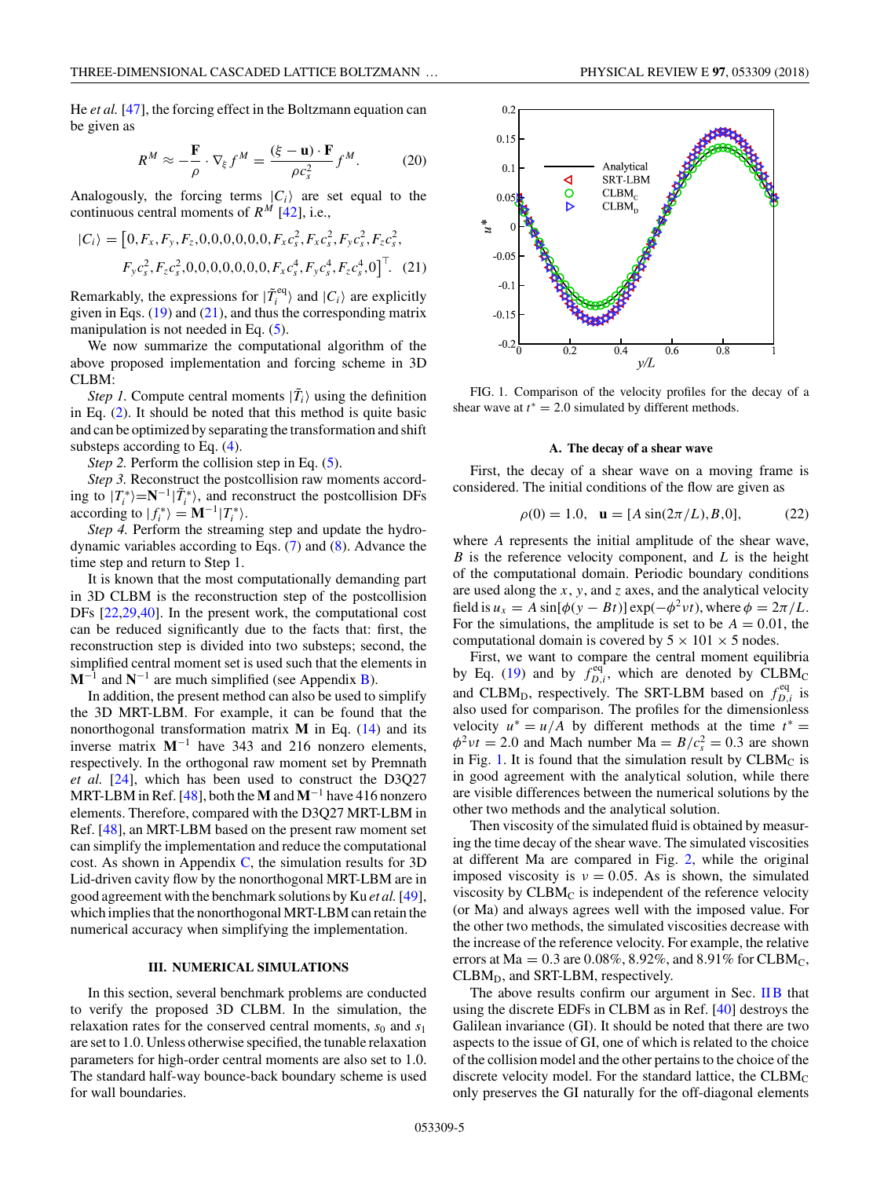He *et al.* [47], the forcing effect in the Boltzmann equation can be given as

$$R^M \approx -\frac{\mathbf{F}}{\rho} \cdot \nabla_\xi f^M = \frac{(\xi - \mathbf{u}) \cdot \mathbf{F}}{\rho c_s^2} f^M. \quad (20)$$

Analogously, the forcing terms $|C_i\rangle$ are set equal to the continuous central moments of $R^M$ [42], i.e.,

$$|C_i\rangle = \big[0, F_x, F_y, F_z, 0,0,0,0,0,0, F_x c_s^2, F_x c_s^2, F_y c_s^2, F_z c_s^2, F_y c_s^2, F_z c_s^2, 0,0,0,0,0,0,0, F_x c_s^4, F_y c_s^4, F_z c_s^4, 0\big]^\top. \quad (21)$$

Remarkably, the expressions for $|\tilde{T}_i^{\rm eq}\rangle$ and $|C_i\rangle$ are explicitly given in Eqs. (19) and (21), and thus the corresponding matrix manipulation is not needed in Eq. (5).

We now summarize the computational algorithm of the above proposed implementation and forcing scheme in 3D CLBM:

*Step 1.* Compute central moments $|\tilde{T}_i\rangle$ using the definition in Eq. (2). It should be noted that this method is quite basic and can be optimized by separating the transformation and shift substeps according to Eq. (4).

*Step 2.* Perform the collision step in Eq. (5).

*Step 3.* Reconstruct the postcollision raw moments according to $|T_i^*\rangle = \mathbf{N}^{-1}|\tilde{T}_i^*\rangle$, and reconstruct the postcollision DFs according to $|f_i^*\rangle = \mathbf{M}^{-1}|T_i^*\rangle$.

*Step 4.* Perform the streaming step and update the hydrodynamic variables according to Eqs. (7) and (8). Advance the time step and return to Step 1.

It is known that the most computationally demanding part in 3D CLBM is the reconstruction step of the postcollision DFs [22,29,40]. In the present work, the computational cost can be reduced significantly due to the facts that: first, the reconstruction step is divided into two substeps; second, the simplified central moment set is used such that the elements in $\mathbf{M}^{-1}$ and $\mathbf{N}^{-1}$ are much simplified (see Appendix B).

In addition, the present method can also be used to simplify the 3D MRT-LBM. For example, it can be found that the nonorthogonal transformation matrix $\mathbf{M}$ in Eq. (14) and its inverse matrix $\mathbf{M}^{-1}$ have 343 and 216 nonzero elements, respectively. In the orthogonal raw moment set by Premnath *et al.* [24], which has been used to construct the D3Q27 MRT-LBM in Ref. [48], both the $\mathbf{M}$ and $\mathbf{M}^{-1}$ have 416 nonzero elements. Therefore, compared with the D3Q27 MRT-LBM in Ref. [48], an MRT-LBM based on the present raw moment set can simplify the implementation and reduce the computational cost. As shown in Appendix C, the simulation results for 3D Lid-driven cavity flow by the nonorthogonal MRT-LBM are in good agreement with the benchmark solutions by Ku *et al.* [49], which implies that the nonorthogonal MRT-LBM can retain the numerical accuracy when simplifying the implementation.

## III. NUMERICAL SIMULATIONS

In this section, several benchmark problems are conducted to verify the proposed 3D CLBM. In the simulation, the relaxation rates for the conserved central moments, $s_0$ and $s_1$ are set to 1.0. Unless otherwise specified, the tunable relaxation parameters for high-order central moments are also set to 1.0. The standard half-way bounce-back boundary scheme is used for wall boundaries.

FIG. 1. Comparison of the velocity profiles for the decay of a shear wave at $t^* = 2.0$ simulated by different methods.

### A. The decay of a shear wave

First, the decay of a shear wave on a moving frame is considered. The initial conditions of the flow are given as

$$\rho(0) = 1.0, \quad \mathbf{u} = [A \sin(2\pi/L), B, 0], \quad (22)$$

where $A$ represents the initial amplitude of the shear wave, $B$ is the reference velocity component, and $L$ is the height of the computational domain. Periodic boundary conditions are used along the $x$, $y$, and $z$ axes, and the analytical velocity field is $u_x = A \sin[\phi(y - Bt)] \exp(-\phi^2 \nu t)$, where $\phi = 2\pi/L$. For the simulations, the amplitude is set to be $A = 0.01$, the computational domain is covered by $5 \times 101 \times 5$ nodes.

First, we want to compare the central moment equilibria by Eq. (19) and by $f_{D,i}^{\rm eq}$, which are denoted by CLBM$_{\rm C}$ and CLBM$_{\rm D}$, respectively. The SRT-LBM based on $f_{D,i}^{\rm eq}$ is also used for comparison. The profiles for the dimensionless velocity $u^* = u/A$ by different methods at the time $t^* = \phi^2 \nu t = 2.0$ and Mach number ${\rm Ma} = B/c_s^2 = 0.3$ are shown in Fig. 1. It is found that the simulation result by CLBM$_{\rm C}$ is in good agreement with the analytical solution, while there are visible differences between the numerical solutions by the other two methods and the analytical solution.

Then viscosity of the simulated fluid is obtained by measuring the time decay of the shear wave. The simulated viscosities at different Ma are compared in Fig. 2, while the original imposed viscosity is $\nu = 0.05$. As is shown, the simulated viscosity by CLBM$_{\rm C}$ is independent of the reference velocity (or Ma) and always agrees well with the imposed value. For the other two methods, the simulated viscosities decrease with the increase of the reference velocity. For example, the relative errors at ${\rm Ma} = 0.3$ are 0.08%, 8.92%, and 8.91% for CLBM$_{\rm C}$, CLBM$_{\rm D}$, and SRT-LBM, respectively.

The above results confirm our argument in Sec. II B that using the discrete EDFs in CLBM as in Ref. [40] destroys the Galilean invariance (GI). It should be noted that there are two aspects to the issue of GI, one of which is related to the choice of the collision model and the other pertains to the choice of the discrete velocity model. For the standard lattice, the CLBM$_{\rm C}$ only preserves the GI naturally for the off-diagonal elements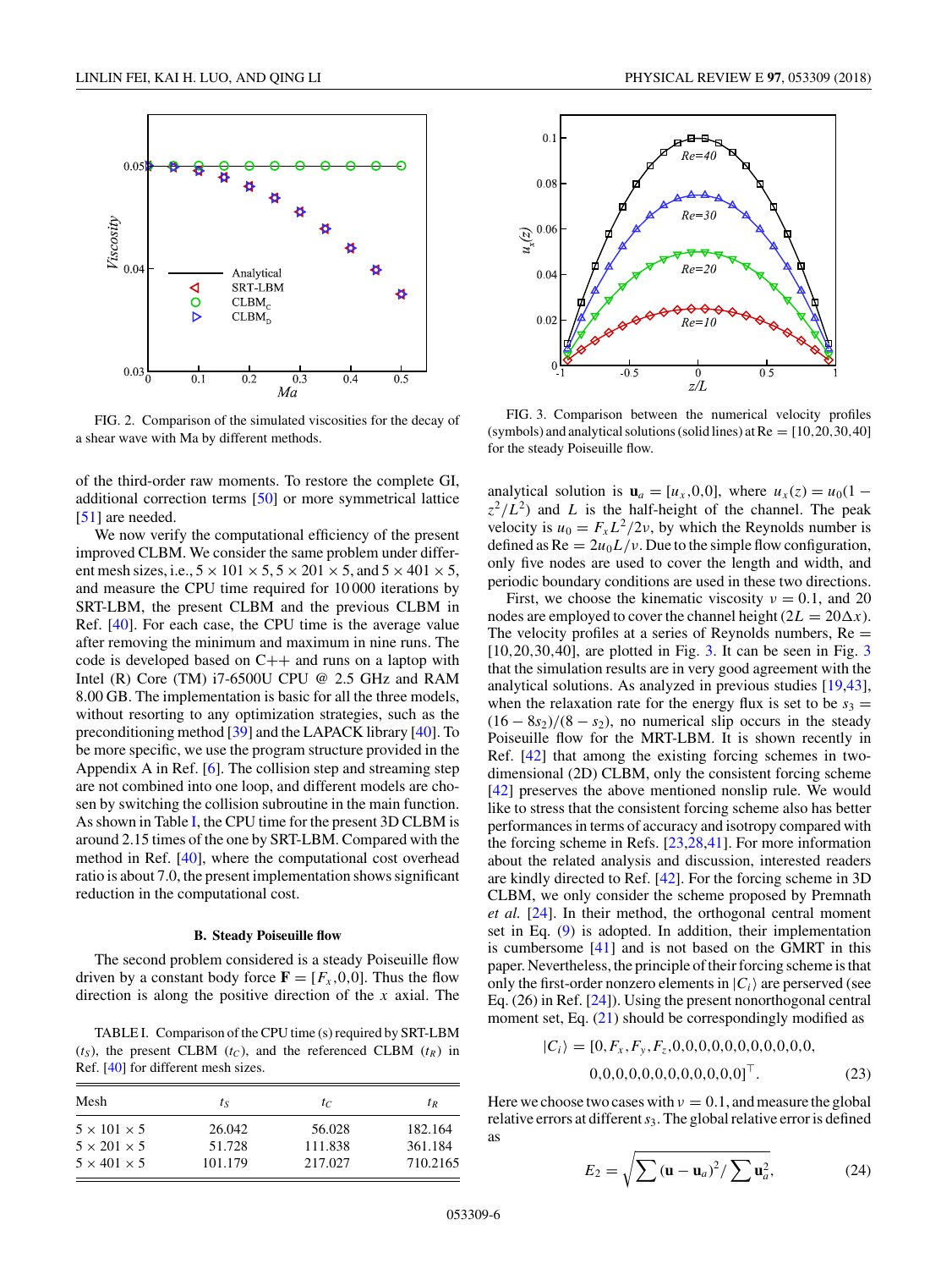FIG. 2. Comparison of the simulated viscosities for the decay of a shear wave with Ma by different methods.

FIG. 3. Comparison between the numerical velocity profiles (symbols) and analytical solutions (solid lines) at Re = [10,20,30,40] for the steady Poiseuille flow.

of the third-order raw moments. To restore the complete GI, additional correction terms [50] or more symmetrical lattice [51] are needed.

We now verify the computational efficiency of the present improved CLBM. We consider the same problem under different mesh sizes, i.e., $5 \times 101 \times 5$, $5 \times 201 \times 5$, and $5 \times 401 \times 5$, and measure the CPU time required for 10 000 iterations by SRT-LBM, the present CLBM and the previous CLBM in Ref. [40]. For each case, the CPU time is the average value after removing the minimum and maximum in nine runs. The code is developed based on C++ and runs on a laptop with Intel (R) Core (TM) i7-6500U CPU @ 2.5 GHz and RAM 8.00 GB. The implementation is basic for all the three models, without resorting to any optimization strategies, such as the preconditioning method [39] and the LAPACK library [40]. To be more specific, we use the program structure provided in the Appendix A in Ref. [6]. The collision step and streaming step are not combined into one loop, and different models are chosen by switching the collision subroutine in the main function. As shown in Table I, the CPU time for the present 3D CLBM is around 2.15 times of the one by SRT-LBM. Compared with the method in Ref. [40], where the computational cost overhead ratio is about 7.0, the present implementation shows significant reduction in the computational cost.

### B. Steady Poiseuille flow

The second problem considered is a steady Poiseuille flow driven by a constant body force $\mathbf{F} = [F_x, 0, 0]$. Thus the flow direction is along the positive direction of the $x$ axial. The

TABLE I. Comparison of the CPU time (s) required by SRT-LBM ($t_S$), the present CLBM ($t_C$), and the referenced CLBM ($t_R$) in Ref. [40] for different mesh sizes.

| Mesh | $t_S$ | $t_C$ | $t_R$ |
|---|---|---|---|
| $5 \times 101 \times 5$ | 26.042 | 56.028 | 182.164 |
| $5 \times 201 \times 5$ | 51.728 | 111.838 | 361.184 |
| $5 \times 401 \times 5$ | 101.179 | 217.027 | 710.2165 |

analytical solution is $\mathbf{u}_a = [u_x, 0, 0]$, where $u_x(z) = u_0(1 - z^2/L^2)$ and $L$ is the half-height of the channel. The peak velocity is $u_0 = F_x L^2 / 2\nu$, by which the Reynolds number is defined as $\mathrm{Re} = 2u_0 L/\nu$. Due to the simple flow configuration, only five nodes are used to cover the length and width, and periodic boundary conditions are used in these two directions.

First, we choose the kinematic viscosity $\nu = 0.1$, and 20 nodes are employed to cover the channel height ($2L = 20\Delta x$). The velocity profiles at a series of Reynolds numbers, Re = [10,20,30,40], are plotted in Fig. 3. It can be seen in Fig. 3 that the simulation results are in very good agreement with the analytical solutions. As analyzed in previous studies [19,43], when the relaxation rate for the energy flux is set to be $s_3 = (16 - 8s_2)/(8 - s_2)$, no numerical slip occurs in the steady Poiseuille flow for the MRT-LBM. It is shown recently in Ref. [42] that among the existing forcing schemes in two-dimensional (2D) CLBM, only the consistent forcing scheme [42] preserves the above mentioned nonslip rule. We would like to stress that the consistent forcing scheme also has better performances in terms of accuracy and isotropy compared with the forcing scheme in Refs. [23,28,41]. For more information about the related analysis and discussion, interested readers are kindly directed to Ref. [42]. For the forcing scheme in 3D CLBM, we only consider the scheme proposed by Premnath *et al.* [24]. In their method, the orthogonal central moment set in Eq. (9) is adopted. In addition, their implementation is cumbersome [41] and is not based on the GMRT in this paper. Nevertheless, the principle of their forcing scheme is that only the first-order nonzero elements in $|C_i\rangle$ are perserved (see Eq. (26) in Ref. [24]). Using the present nonorthogonal central moment set, Eq. (21) should be correspondingly modified as

$$|C_i\rangle = [0, F_x, F_y, F_z, 0,0,0,0,0,0,0,0,0,0,0,0, \\ 0,0,0,0,0,0,0,0,0,0,0]^\top. \qquad (23)$$

Here we choose two cases with $\nu = 0.1$, and measure the global relative errors at different $s_3$. The global relative error is defined as

$$E_2 = \sqrt{\sum (\mathbf{u} - \mathbf{u}_a)^2 / \sum \mathbf{u}_a^2}, \qquad (24)$$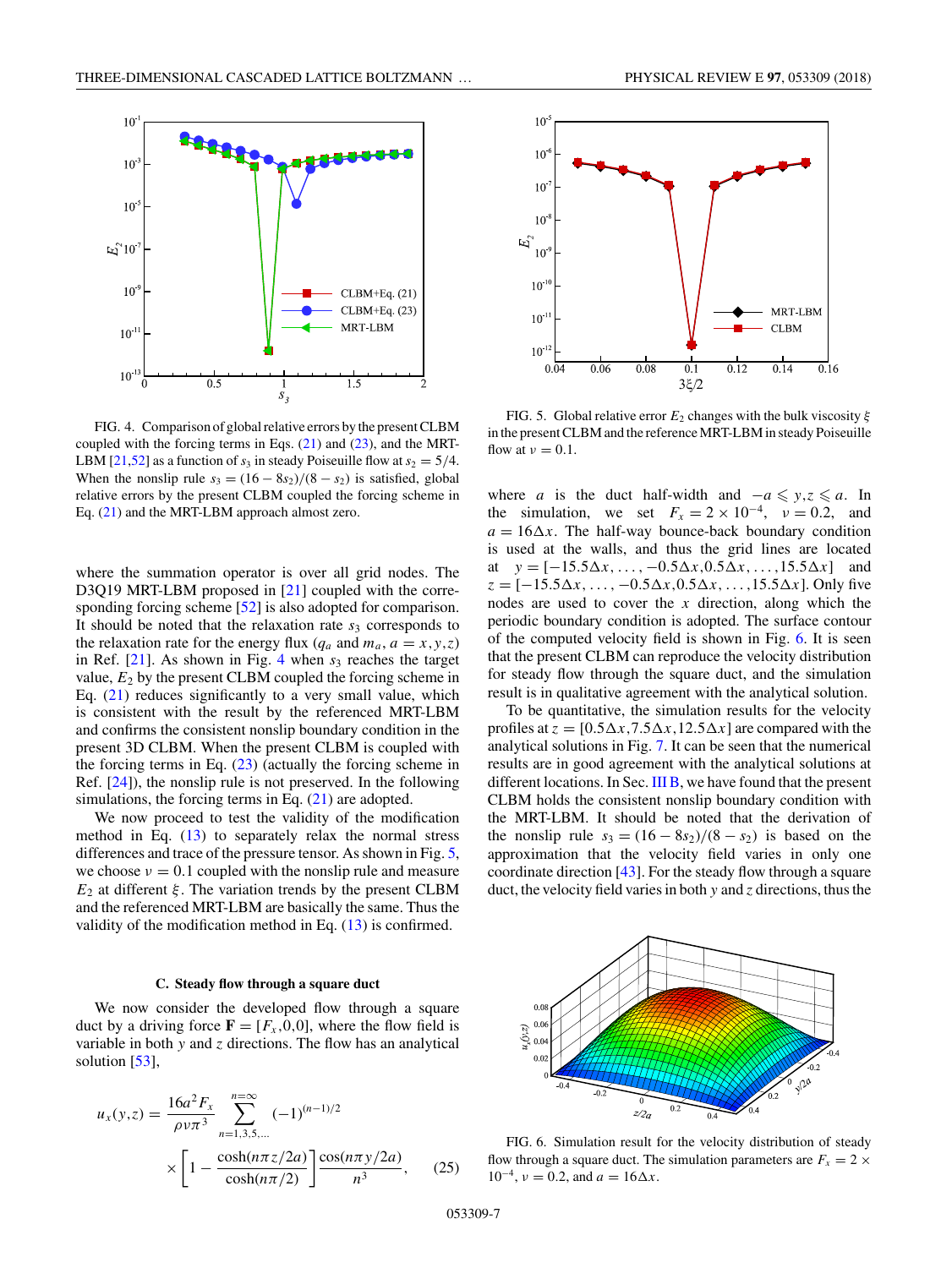FIG. 4. Comparison of global relative errors by the present CLBM coupled with the forcing terms in Eqs. (21) and (23), and the MRT-LBM [21,52] as a function of $s_3$ in steady Poiseuille flow at $s_2 = 5/4$. When the nonslip rule $s_3 = (16 - 8s_2)/(8 - s_2)$ is satisfied, global relative errors by the present CLBM coupled the forcing scheme in Eq. (21) and the MRT-LBM approach almost zero.

FIG. 5. Global relative error $E_2$ changes with the bulk viscosity $\xi$ in the present CLBM and the reference MRT-LBM in steady Poiseuille flow at $\nu = 0.1$.

where the summation operator is over all grid nodes. The D3Q19 MRT-LBM proposed in [21] coupled with the corresponding forcing scheme [52] is also adopted for comparison. It should be noted that the relaxation rate $s_3$ corresponds to the relaxation rate for the energy flux ($q_a$ and $m_a$, $a = x, y, z$) in Ref. [21]. As shown in Fig. 4 when $s_3$ reaches the target value, $E_2$ by the present CLBM coupled the forcing scheme in Eq. (21) reduces significantly to a very small value, which is consistent with the result by the referenced MRT-LBM and confirms the consistent nonslip boundary condition in the present 3D CLBM. When the present CLBM is coupled with the forcing terms in Eq. (23) (actually the forcing scheme in Ref. [24]), the nonslip rule is not preserved. In the following simulations, the forcing terms in Eq. (21) are adopted.

We now proceed to test the validity of the modification method in Eq. (13) to separately relax the normal stress differences and trace of the pressure tensor. As shown in Fig. 5, we choose $\nu = 0.1$ coupled with the nonslip rule and measure $E_2$ at different $\xi$. The variation trends by the present CLBM and the referenced MRT-LBM are basically the same. Thus the validity of the modification method in Eq. (13) is confirmed.

### C. Steady flow through a square duct

We now consider the developed flow through a square duct by a driving force $\mathbf{F} = [F_x, 0, 0]$, where the flow field is variable in both $y$ and $z$ directions. The flow has an analytical solution [53],

$$u_x(y,z) = \frac{16a^2 F_x}{\rho\nu\pi^3} \sum_{n=1,3,5,\ldots}^{n=\infty} (-1)^{(n-1)/2} \times \left[1 - \frac{\cosh(n\pi z/2a)}{\cosh(n\pi/2)}\right] \frac{\cos(n\pi y/2a)}{n^3}, \quad (25)$$

where $a$ is the duct half-width and $-a \leqslant y, z \leqslant a$. In the simulation, we set $F_x = 2 \times 10^{-4}$, $\nu = 0.2$, and $a = 16\Delta x$. The half-way bounce-back boundary condition is used at the walls, and thus the grid lines are located at $y = [-15.5\Delta x, \ldots, -0.5\Delta x, 0.5\Delta x, \ldots, 15.5\Delta x]$ and $z = [-15.5\Delta x, \ldots, -0.5\Delta x, 0.5\Delta x, \ldots, 15.5\Delta x]$. Only five nodes are used to cover the $x$ direction, along which the periodic boundary condition is adopted. The surface contour of the computed velocity field is shown in Fig. 6. It is seen that the present CLBM can reproduce the velocity distribution for steady flow through the square duct, and the simulation result is in qualitative agreement with the analytical solution.

To be quantitative, the simulation results for the velocity profiles at $z = [0.5\Delta x, 7.5\Delta x, 12.5\Delta x]$ are compared with the analytical solutions in Fig. 7. It can be seen that the numerical results are in good agreement with the analytical solutions at different locations. In Sec. III B, we have found that the present CLBM holds the consistent nonslip boundary condition with the MRT-LBM. It should be noted that the derivation of the nonslip rule $s_3 = (16 - 8s_2)/(8 - s_2)$ is based on the approximation that the velocity field varies in only one coordinate direction [43]. For the steady flow through a square duct, the velocity field varies in both $y$ and $z$ directions, thus the

FIG. 6. Simulation result for the velocity distribution of steady flow through a square duct. The simulation parameters are $F_x = 2 \times 10^{-4}$, $\nu = 0.2$, and $a = 16\Delta x$.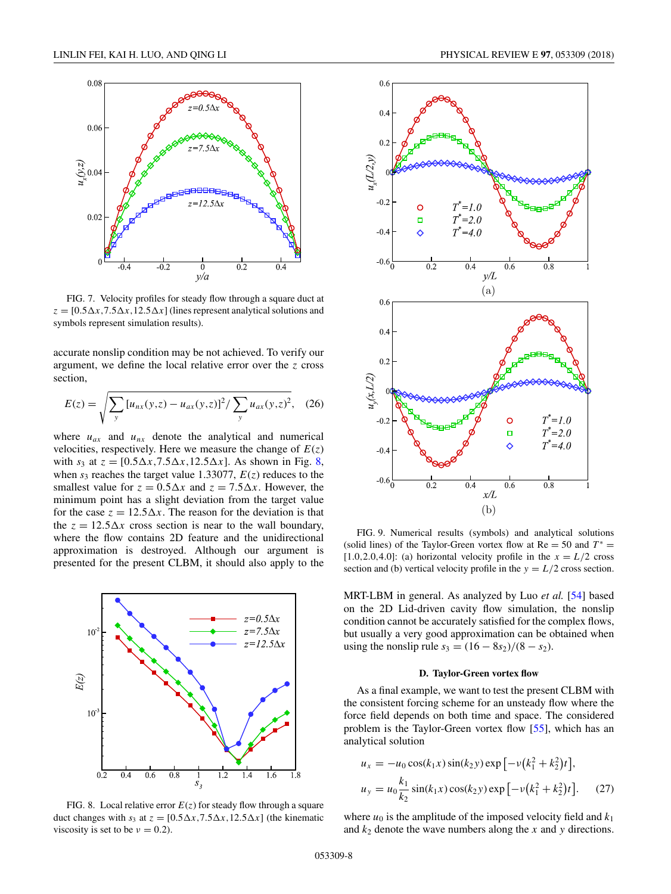FIG. 7. Velocity profiles for steady flow through a square duct at $z = [0.5\Delta x, 7.5\Delta x, 12.5\Delta x]$ (lines represent analytical solutions and symbols represent simulation results).

accurate nonslip condition may be not achieved. To verify our argument, we define the local relative error over the $z$ cross section,

$$E(z) = \sqrt{\sum_{y} [u_{nx}(y,z) - u_{ax}(y,z)]^2 / \sum_{y} u_{ax}(y,z)^2}, \quad (26)$$

where $u_{ax}$ and $u_{nx}$ denote the analytical and numerical velocities, respectively. Here we measure the change of $E(z)$ with $s_3$ at $z = [0.5\Delta x, 7.5\Delta x, 12.5\Delta x]$. As shown in Fig. 8, when $s_3$ reaches the target value 1.33077, $E(z)$ reduces to the smallest value for $z = 0.5\Delta x$ and $z = 7.5\Delta x$. However, the minimum point has a slight deviation from the target value for the case $z = 12.5\Delta x$. The reason for the deviation is that the $z = 12.5\Delta x$ cross section is near to the wall boundary, where the flow contains 2D feature and the unidirectional approximation is destroyed. Although our argument is presented for the present CLBM, it should also apply to the MRT-LBM in general. As analyzed by Luo *et al.* [54] based on the 2D Lid-driven cavity flow simulation, the nonslip condition cannot be accurately satisfied for the complex flows, but usually a very good approximation can be obtained when using the nonslip rule $s_3 = (16 - 8s_2)/(8 - s_2)$.

FIG. 8. Local relative error $E(z)$ for steady flow through a square duct changes with $s_3$ at $z = [0.5\Delta x, 7.5\Delta x, 12.5\Delta x]$ (the kinematic viscosity is set to be $\nu = 0.2$).

FIG. 9. Numerical results (symbols) and analytical solutions (solid lines) of the Taylor-Green vortex flow at Re = 50 and $T^* = [1.0, 2.0, 4.0]$: (a) horizontal velocity profile in the $x = L/2$ cross section and (b) vertical velocity profile in the $y = L/2$ cross section.

### D. Taylor-Green vortex flow

As a final example, we want to test the present CLBM with the consistent forcing scheme for an unsteady flow where the force field depends on both time and space. The considered problem is the Taylor-Green vortex flow [55], which has an analytical solution

$$u_x = -u_0 \cos(k_1 x)\sin(k_2 y)\exp\left[-\nu\left(k_1^2 + k_2^2\right)t\right],$$
$$u_y = u_0 \frac{k_1}{k_2}\sin(k_1 x)\cos(k_2 y)\exp\left[-\nu\left(k_1^2 + k_2^2\right)t\right]. \quad (27)$$

where $u_0$ is the amplitude of the imposed velocity field and $k_1$ and $k_2$ denote the wave numbers along the $x$ and $y$ directions.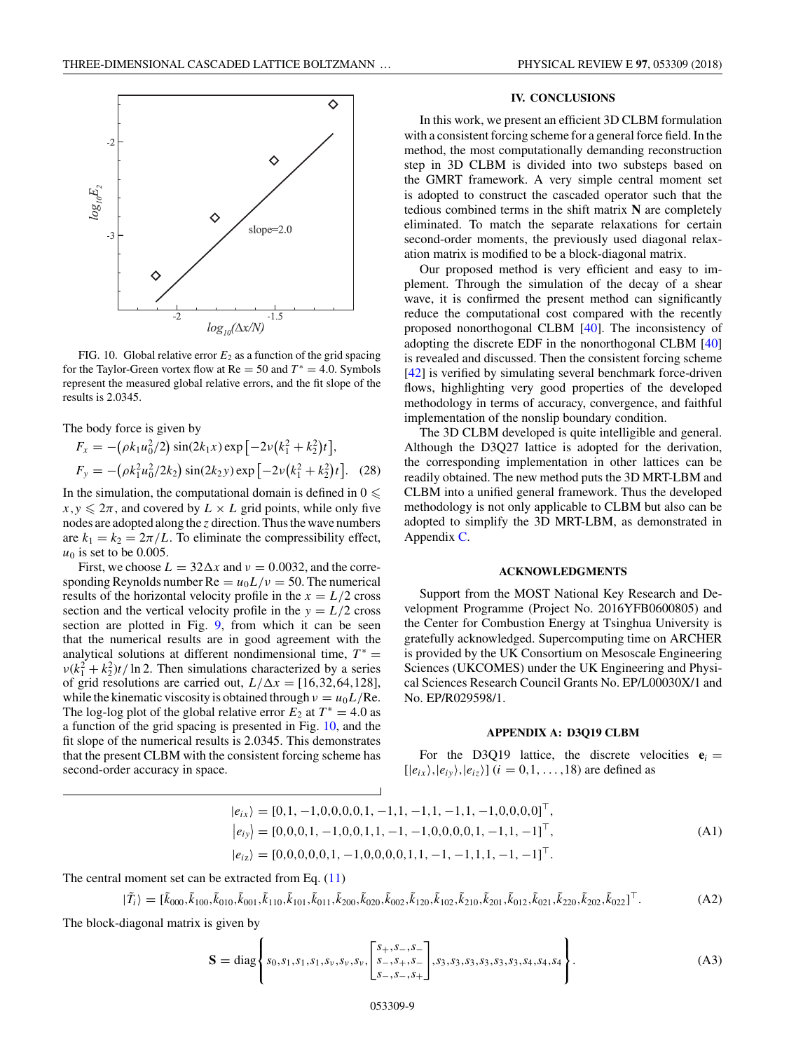FIG. 10. Global relative error $E_2$ as a function of the grid spacing for the Taylor-Green vortex flow at Re = 50 and $T^* = 4.0$. Symbols represent the measured global relative errors, and the fit slope of the results is 2.0345.

The body force is given by

$$F_x = -\left(\rho k_1 u_0^2/2\right) \sin(2k_1 x) \exp\left[-2\nu\left(k_1^2 + k_2^2\right)t\right],$$
$$F_y = -\left(\rho k_1^2 u_0^2/2k_2\right) \sin(2k_2 y) \exp\left[-2\nu\left(k_1^2 + k_2^2\right)t\right]. \quad (28)$$

In the simulation, the computational domain is defined in $0 \leqslant x, y \leqslant 2\pi$, and covered by $L \times L$ grid points, while only five nodes are adopted along the $z$ direction. Thus the wave numbers are $k_1 = k_2 = 2\pi/L$. To eliminate the compressibility effect, $u_0$ is set to be 0.005.

First, we choose $L = 32\Delta x$ and $\nu = 0.0032$, and the corresponding Reynolds number $\text{Re} = u_0 L/\nu = 50$. The numerical results of the horizontal velocity profile in the $x = L/2$ cross section and the vertical velocity profile in the $y = L/2$ cross section are plotted in Fig. 9, from which it can be seen that the numerical results are in good agreement with the analytical solutions at different nondimensional time, $T^* = \nu(k_1^2 + k_2^2)t/\ln 2$. Then simulations characterized by a series of grid resolutions are carried out, $L/\Delta x = [16,32,64,128]$, while the kinematic viscosity is obtained through $\nu = u_0 L/\text{Re}$. The log-log plot of the global relative error $E_2$ at $T^* = 4.0$ as a function of the grid spacing is presented in Fig. 10, and the fit slope of the numerical results is 2.0345. This demonstrates that the present CLBM with the consistent forcing scheme has second-order accuracy in space.

## IV. CONCLUSIONS

In this work, we present an efficient 3D CLBM formulation with a consistent forcing scheme for a general force field. In the method, the most computationally demanding reconstruction step in 3D CLBM is divided into two substeps based on the GMRT framework. A very simple central moment set is adopted to construct the cascaded operator such that the tedious combined terms in the shift matrix $\mathbf{N}$ are completely eliminated. To match the separate relaxations for certain second-order moments, the previously used diagonal relaxation matrix is modified to be a block-diagonal matrix.

Our proposed method is very efficient and easy to implement. Through the simulation of the decay of a shear wave, it is confirmed the present method can significantly reduce the computational cost compared with the recently proposed nonorthogonal CLBM [40]. The inconsistency of adopting the discrete EDF in the nonorthogonal CLBM [40] is revealed and discussed. Then the consistent forcing scheme [42] is verified by simulating several benchmark force-driven flows, highlighting very good properties of the developed methodology in terms of accuracy, convergence, and faithful implementation of the nonslip boundary condition.

The 3D CLBM developed is quite intelligible and general. Although the D3Q27 lattice is adopted for the derivation, the corresponding implementation in other lattices can be readily obtained. The new method puts the 3D MRT-LBM and CLBM into a unified general framework. Thus the developed methodology is not only applicable to CLBM but also can be adopted to simplify the 3D MRT-LBM, as demonstrated in Appendix C.

## ACKNOWLEDGMENTS

Support from the MOST National Key Research and Development Programme (Project No. 2016YFB0600805) and the Center for Combustion Energy at Tsinghua University is gratefully acknowledged. Supercomputing time on ARCHER is provided by the UK Consortium on Mesoscale Engineering Sciences (UKCOMES) under the UK Engineering and Physical Sciences Research Council Grants No. EP/L00030X/1 and No. EP/R029598/1.

## APPENDIX A: D3Q19 CLBM

For the D3Q19 lattice, the discrete velocities $\mathbf{e}_i = [|e_{ix}\rangle, |e_{iy}\rangle, |e_{iz}\rangle]$ $(i = 0,1,\ldots,18)$ are defined as

$$\begin{aligned}
|e_{ix}\rangle &= [0,1,-1,0,0,0,0,1,-1,1,-1,1,-1,1,-1,0,0,0,0]^\top,\\
|e_{iy}\rangle &= [0,0,0,1,-1,0,0,1,1,-1,-1,0,0,0,0,1,-1,1,-1]^\top,\\
|e_{iz}\rangle &= [0,0,0,0,0,1,-1,0,0,0,0,1,1,-1,-1,1,1,-1,-1]^\top.
\end{aligned} \quad (A1)$$

The central moment set can be extracted from Eq. (11)

$$|\tilde{T}_i\rangle = [\tilde{k}_{000},\tilde{k}_{100},\tilde{k}_{010},\tilde{k}_{001},\tilde{k}_{110},\tilde{k}_{101},\tilde{k}_{011},\tilde{k}_{200},\tilde{k}_{020},\tilde{k}_{002},\tilde{k}_{120},\tilde{k}_{102},\tilde{k}_{210},\tilde{k}_{201},\tilde{k}_{012},\tilde{k}_{021},\tilde{k}_{220},\tilde{k}_{202},\tilde{k}_{022}]^\top. \quad (A2)$$

The block-diagonal matrix is given by

$$\mathbf{S} = \text{diag}\left\{ s_0, s_1, s_1, s_1, s_\nu, s_\nu, s_\nu, \begin{bmatrix} s_+, s_-, s_- \\ s_-, s_+, s_- \\ s_-, s_-, s_+ \end{bmatrix}, s_3, s_3, s_3, s_3, s_3, s_3, s_4, s_4, s_4 \right\}. \quad (A3)$$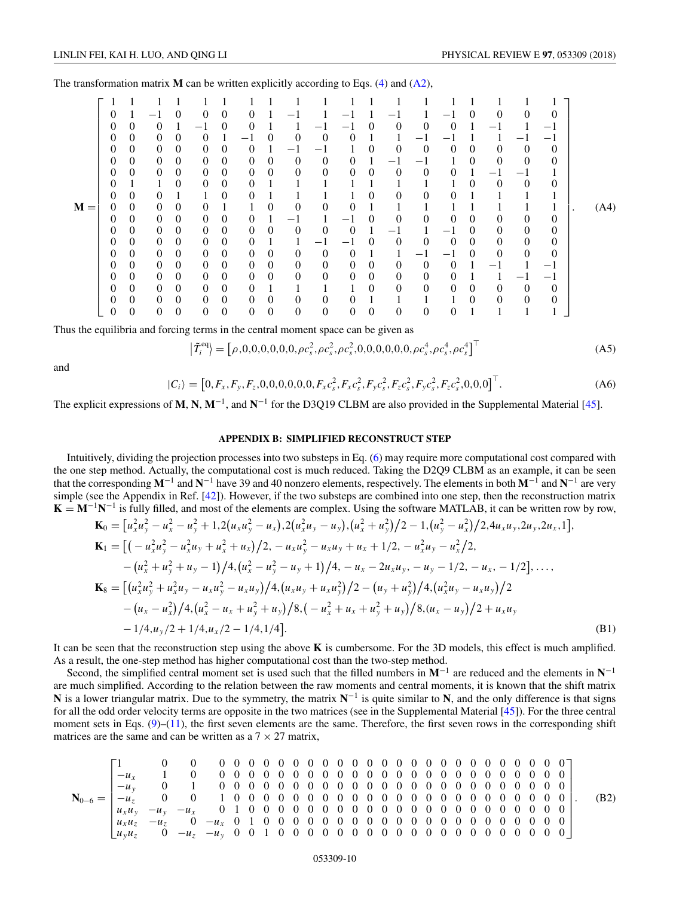The transformation matrix $\mathbf{M}$ can be written explicitly according to Eqs. (4) and (A2),

$$
\mathbf{M} = \begin{bmatrix}
1 & 1 & 1 & 1 & 1 & 1 & 1 & 1 & 1 & 1 & 1 & 1 & 1 & 1 & 1 & 1 & 1 & 1 & 1 \\
0 & 1 & -1 & 0 & 0 & 0 & 0 & 1 & -1 & 1 & -1 & 1 & -1 & 1 & -1 & 0 & 0 & 0 & 0 \\
0 & 0 & 0 & 1 & -1 & 0 & 0 & 1 & 1 & -1 & -1 & 0 & 0 & 0 & 0 & 1 & -1 & 1 & -1 \\
0 & 0 & 0 & 0 & 0 & 1 & -1 & 0 & 0 & 0 & 0 & 1 & 1 & -1 & -1 & 1 & 1 & -1 & -1 \\
0 & 0 & 0 & 0 & 0 & 0 & 0 & 1 & -1 & -1 & 1 & 0 & 0 & 0 & 0 & 0 & 0 & 0 & 0 \\
0 & 0 & 0 & 0 & 0 & 0 & 0 & 0 & 0 & 0 & 0 & 1 & -1 & -1 & 1 & 0 & 0 & 0 & 0 \\
0 & 0 & 0 & 0 & 0 & 0 & 0 & 0 & 0 & 0 & 0 & 0 & 0 & 0 & 0 & 1 & -1 & -1 & 1 \\
0 & 1 & 1 & 0 & 0 & 0 & 0 & 1 & 1 & 1 & 1 & 1 & 1 & 1 & 1 & 0 & 0 & 0 & 0 \\
0 & 0 & 0 & 1 & 1 & 0 & 0 & 1 & 1 & 1 & 1 & 0 & 0 & 0 & 0 & 1 & 1 & 1 & 1 \\
0 & 0 & 0 & 0 & 0 & 1 & 1 & 0 & 0 & 0 & 0 & 1 & 1 & 1 & 1 & 1 & 1 & 1 & 1 \\
0 & 0 & 0 & 0 & 0 & 0 & 0 & 1 & -1 & 1 & -1 & 0 & 0 & 0 & 0 & 0 & 0 & 0 & 0 \\
0 & 0 & 0 & 0 & 0 & 0 & 0 & 0 & 0 & 0 & 0 & 1 & -1 & 1 & -1 & 0 & 0 & 0 & 0 \\
0 & 0 & 0 & 0 & 0 & 0 & 0 & 1 & 1 & -1 & -1 & 0 & 0 & 0 & 0 & 0 & 0 & 0 & 0 \\
0 & 0 & 0 & 0 & 0 & 0 & 0 & 0 & 0 & 0 & 0 & 1 & 1 & -1 & -1 & 0 & 0 & 0 & 0 \\
0 & 0 & 0 & 0 & 0 & 0 & 0 & 0 & 0 & 0 & 0 & 0 & 0 & 0 & 0 & 1 & -1 & 1 & -1 \\
0 & 0 & 0 & 0 & 0 & 0 & 0 & 0 & 0 & 0 & 0 & 0 & 0 & 0 & 0 & 1 & 1 & -1 & -1 \\
0 & 0 & 0 & 0 & 0 & 0 & 0 & 1 & 1 & 1 & 1 & 0 & 0 & 0 & 0 & 0 & 0 & 0 & 0 \\
0 & 0 & 0 & 0 & 0 & 0 & 0 & 0 & 0 & 0 & 0 & 1 & 1 & 1 & 1 & 0 & 0 & 0 & 0 \\
0 & 0 & 0 & 0 & 0 & 0 & 0 & 0 & 0 & 0 & 0 & 0 & 0 & 0 & 0 & 1 & 1 & 1 & 1
\end{bmatrix}. \tag{A4}
$$

Thus the equilibria and forcing terms in the central moment space can be given as

$$
|\tilde{T}_i^{\mathrm{eq}}\rangle = \left[\rho,0,0,0,0,0,0,\rho c_s^2,\rho c_s^2,\rho c_s^2,0,0,0,0,0,0,\rho c_s^4,\rho c_s^4,\rho c_s^4\right]^\top \tag{A5}
$$

and

$$
|C_i\rangle = \left[0,F_x,F_y,F_z,0,0,0,0,0,0,F_x c_s^2,F_x c_s^2,F_y c_s^2,F_z c_s^2,F_y c_s^2,F_z c_s^2,0,0,0\right]^\top. \tag{A6}
$$

The explicit expressions of $\mathbf{M}$, $\mathbf{N}$, $\mathbf{M}^{-1}$, and $\mathbf{N}^{-1}$ for the D3Q19 CLBM are also provided in the Supplemental Material [45].

## APPENDIX B: SIMPLIFIED RECONSTRUCT STEP

Intuitively, dividing the projection processes into two substeps in Eq. (6) may require more computational cost compared with the one step method. Actually, the computational cost is much reduced. Taking the D2Q9 CLBM as an example, it can be seen that the corresponding $\mathbf{M}^{-1}$ and $\mathbf{N}^{-1}$ have 39 and 40 nonzero elements, respectively. The elements in both $\mathbf{M}^{-1}$ and $\mathbf{N}^{-1}$ are very simple (see the Appendix in Ref. [42]). However, if the two substeps are combined into one step, then the reconstruction matrix $\mathbf{K} = \mathbf{M}^{-1}\mathbf{N}^{-1}$ is fully filled, and most of the elements are complex. Using the software MATLAB, it can be written row by row,

$$
\begin{aligned}
\mathbf{K}_0 = \big[&u_x^2u_y^2 - u_x^2 - u_y^2 + 1, 2\left(u_xu_y^2 - u_x\right), 2\left(u_x^2u_y - u_y\right), \left(u_x^2 + u_y^2\right)/2 - 1, \left(u_y^2 - u_x^2\right)/2, 4u_xu_y, 2u_y, 2u_x, 1\big],\\
\mathbf{K}_1 = \big[&\left(-u_x^2u_y^2 - u_x^2u_y + u_x^2 + u_x\right)/2, -u_xu_y^2 - u_xu_y + u_x + 1/2, -u_x^2u_y - u_x^2/2,\\
&-\left(u_x^2 + u_y^2 + u_y - 1\right)/4, \left(u_x^2 - u_y^2 - u_y + 1\right)/4, -u_x - 2u_xu_y, -u_y - 1/2, -u_x, -1/2\big], \ldots,\\
\mathbf{K}_8 = \big[&\left(u_x^2u_y^2 + u_x^2u_y - u_xu_y^2 - u_xu_y\right)/4, \left(u_xu_y + u_xu_y^2\right)/2 - \left(u_y + u_y^2\right)/4, \left(u_x^2u_y - u_xu_y\right)/2\\
&-\left(u_x - u_x^2\right)/4, \left(u_x^2 - u_x + u_y^2 + u_y\right)/8, \left(-u_x^2 + u_x + u_y^2 + u_y\right)/8, \left(u_x - u_y\right)/2 + u_xu_y\\
&-1/4, u_y/2 + 1/4, u_x/2 - 1/4, 1/4\big].
\end{aligned} \tag{B1}
$$

It can be seen that the reconstruction step using the above $\mathbf{K}$ is cumbersome. For the 3D models, this effect is much amplified. As a result, the one-step method has higher computational cost than the two-step method.

Second, the simplified central moment set is used such that the filled numbers in $\mathbf{M}^{-1}$ are reduced and the elements in $\mathbf{N}^{-1}$ are much simplified. According to the relation between the raw moments and central moments, it is known that the shift matrix $\mathbf{N}$ is a lower triangular matrix. Due to the symmetry, the matrix $\mathbf{N}^{-1}$ is quite similar to $\mathbf{N}$, and the only difference is that signs for all the odd order velocity terms are opposite in the two matrices (see in the Supplemental Material [45]). For the three central moment sets in Eqs. (9)–(11), the first seven elements are the same. Therefore, the first seven rows in the corresponding shift matrices are the same and can be written as a $7 \times 27$ matrix,

$$
\mathbf{N}_{0\text{–}6} = \begin{bmatrix}
1 & 0 & 0 & 0 & 0 & 0 & 0 & 0 & 0 & 0 & 0 & 0 & 0 & 0 & 0 & 0 & 0 & 0 & 0 & 0 & 0 & 0 & 0 & 0 & 0 & 0 & 0 \\
-u_x & 1 & 0 & 0 & 0 & 0 & 0 & 0 & 0 & 0 & 0 & 0 & 0 & 0 & 0 & 0 & 0 & 0 & 0 & 0 & 0 & 0 & 0 & 0 & 0 & 0 & 0 \\
-u_y & 0 & 1 & 0 & 0 & 0 & 0 & 0 & 0 & 0 & 0 & 0 & 0 & 0 & 0 & 0 & 0 & 0 & 0 & 0 & 0 & 0 & 0 & 0 & 0 & 0 & 0 \\
-u_z & 0 & 0 & 1 & 0 & 0 & 0 & 0 & 0 & 0 & 0 & 0 & 0 & 0 & 0 & 0 & 0 & 0 & 0 & 0 & 0 & 0 & 0 & 0 & 0 & 0 & 0 \\
u_xu_y & -u_y & -u_x & 0 & 1 & 0 & 0 & 0 & 0 & 0 & 0 & 0 & 0 & 0 & 0 & 0 & 0 & 0 & 0 & 0 & 0 & 0 & 0 & 0 & 0 & 0 & 0 \\
u_xu_z & -u_z & 0 & -u_x & 0 & 1 & 0 & 0 & 0 & 0 & 0 & 0 & 0 & 0 & 0 & 0 & 0 & 0 & 0 & 0 & 0 & 0 & 0 & 0 & 0 & 0 & 0 \\
u_yu_z & 0 & -u_z & -u_y & 0 & 0 & 1 & 0 & 0 & 0 & 0 & 0 & 0 & 0 & 0 & 0 & 0 & 0 & 0 & 0 & 0 & 0 & 0 & 0 & 0 & 0 & 0
\end{bmatrix}. \tag{B2}
$$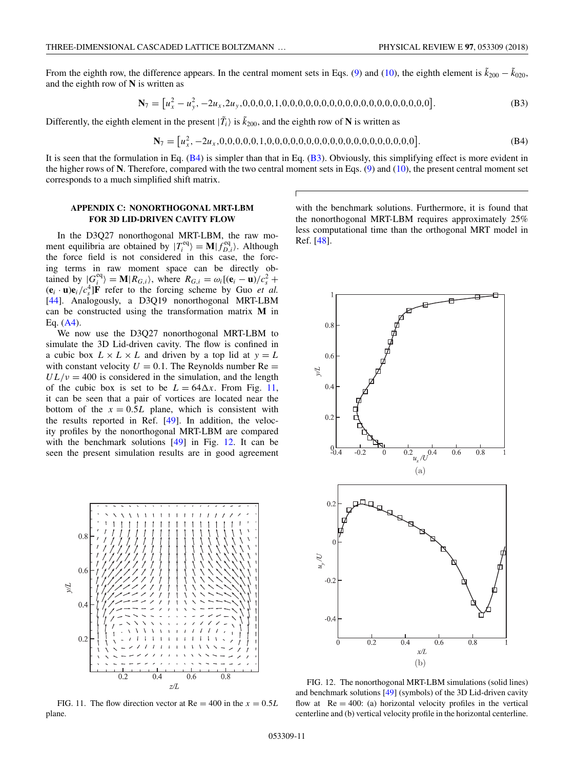From the eighth row, the difference appears. In the central moment sets in Eqs. (9) and (10), the eighth element is $\tilde{k}_{200} - \tilde{k}_{020}$, and the eighth row of $\mathbf{N}$ is written as

$$\mathbf{N}_7 = \left[u_x^2 - u_y^2, -2u_x, 2u_y, 0,0,0,0,1,0,0,0,0,0,0,0,0,0,0,0,0,0,0,0,0,0,0,0\right]. \tag{B3}$$

Differently, the eighth element in the present $|\tilde{T}_i\rangle$ is $\tilde{k}_{200}$, and the eighth row of $\mathbf{N}$ is written as

$$\mathbf{N}_7 = \left[u_x^2, -2u_x, 0,0,0,0,0,1,0,0,0,0,0,0,0,0,0,0,0,0,0,0,0,0,0,0,0\right]. \tag{B4}$$

It is seen that the formulation in Eq. (B4) is simpler than that in Eq. (B3). Obviously, this simplifying effect is more evident in the higher rows of $\mathbf{N}$. Therefore, compared with the two central moment sets in Eqs. (9) and (10), the present central moment set corresponds to a much simplified shift matrix.

## APPENDIX C: NONORTHOGONAL MRT-LBM FOR 3D LID-DRIVEN CAVITY FLOW

In the D3Q27 nonorthogonal MRT-LBM, the raw moment equilibria are obtained by $|T_i^{\mathrm{eq}}\rangle = \mathbf{M}|f_{D,i}^{\mathrm{eq}}\rangle$. Although the force field is not considered in this case, the forcing terms in raw moment space can be directly obtained by $|G_i^{\mathrm{eq}}\rangle = \mathbf{M}|R_{G,i}\rangle$, where $R_{G,i} = \omega_i[(\mathbf{e}_i - \mathbf{u})/c_s^2 + (\mathbf{e}_i \cdot \mathbf{u})\mathbf{e}_i/c_s^4]\mathbf{F}$ refer to the forcing scheme by Guo *et al.* [44]. Analogously, a D3Q19 nonorthogonal MRT-LBM can be constructed using the transformation matrix $\mathbf{M}$ in Eq. (A4).

We now use the D3Q27 nonorthogonal MRT-LBM to simulate the 3D Lid-driven cavity. The flow is confined in a cubic box $L \times L \times L$ and driven by a top lid at $y = L$ with constant velocity $U = 0.1$. The Reynolds number $\mathrm{Re} = UL/\nu = 400$ is considered in the simulation, and the length of the cubic box is set to be $L = 64\Delta x$. From Fig. 11, it can be seen that a pair of vortices are located near the bottom of the $x = 0.5L$ plane, which is consistent with the results reported in Ref. [49]. In addition, the velocity profiles by the nonorthogonal MRT-LBM are compared with the benchmark solutions [49] in Fig. 12. It can be seen the present simulation results are in good agreement with the benchmark solutions. Furthermore, it is found that the nonorthogonal MRT-LBM requires approximately 25% less computational time than the orthogonal MRT model in Ref. [48].

FIG. 11. The flow direction vector at $\mathrm{Re} = 400$ in the $x = 0.5L$ plane.

FIG. 12. The nonorthogonal MRT-LBM simulations (solid lines) and benchmark solutions [49] (symbols) of the 3D Lid-driven cavity flow at $\mathrm{Re} = 400$: (a) horizontal velocity profiles in the vertical centerline and (b) vertical velocity profile in the horizontal centerline.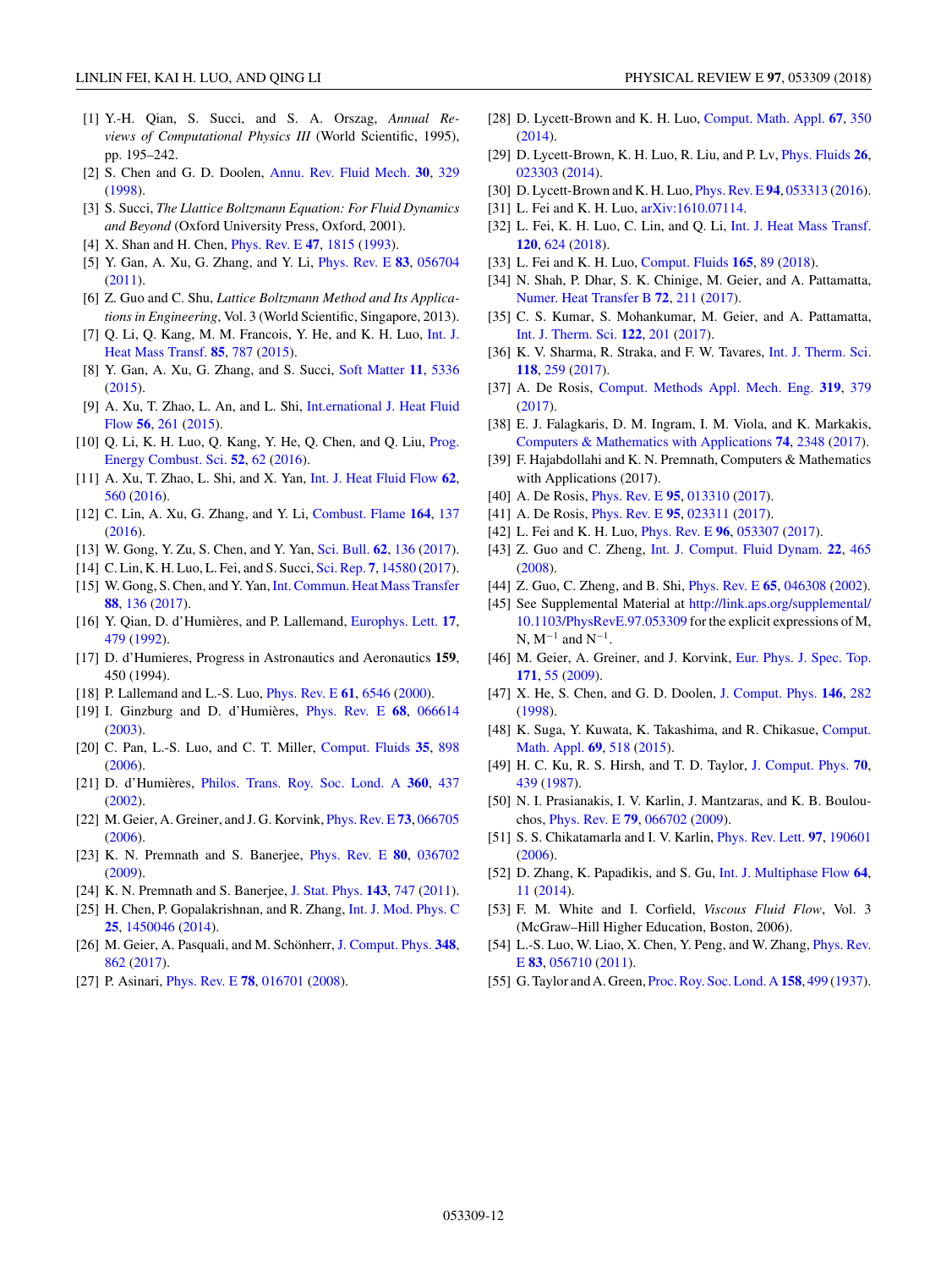[1] Y.-H. Qian, S. Succi, and S. A. Orszag, *Annual Reviews of Computational Physics III* (World Scientific, 1995), pp. 195–242.

[2] S. Chen and G. D. Doolen, Annu. Rev. Fluid Mech. **30**, 329 (1998).

[3] S. Succi, *The Llattice Boltzmann Equation: For Fluid Dynamics and Beyond* (Oxford University Press, Oxford, 2001).

[4] X. Shan and H. Chen, Phys. Rev. E **47**, 1815 (1993).

[5] Y. Gan, A. Xu, G. Zhang, and Y. Li, Phys. Rev. E **83**, 056704 (2011).

[6] Z. Guo and C. Shu, *Lattice Boltzmann Method and Its Applications in Engineering*, Vol. 3 (World Scientific, Singapore, 2013).

[7] Q. Li, Q. Kang, M. M. Francois, Y. He, and K. H. Luo, Int. J. Heat Mass Transf. **85**, 787 (2015).

[8] Y. Gan, A. Xu, G. Zhang, and S. Succi, Soft Matter **11**, 5336 (2015).

[9] A. Xu, T. Zhao, L. An, and L. Shi, Int.ernational J. Heat Fluid Flow **56**, 261 (2015).

[10] Q. Li, K. H. Luo, Q. Kang, Y. He, Q. Chen, and Q. Liu, Prog. Energy Combust. Sci. **52**, 62 (2016).

[11] A. Xu, T. Zhao, L. Shi, and X. Yan, Int. J. Heat Fluid Flow **62**, 560 (2016).

[12] C. Lin, A. Xu, G. Zhang, and Y. Li, Combust. Flame **164**, 137 (2016).

[13] W. Gong, Y. Zu, S. Chen, and Y. Yan, Sci. Bull. **62**, 136 (2017).

[14] C. Lin, K. H. Luo, L. Fei, and S. Succi, Sci. Rep. **7**, 14580 (2017).

[15] W. Gong, S. Chen, and Y. Yan, Int. Commun. Heat Mass Transfer **88**, 136 (2017).

[16] Y. Qian, D. d'Humières, and P. Lallemand, Europhys. Lett. **17**, 479 (1992).

[17] D. d'Humieres, Progress in Astronautics and Aeronautics **159**, 450 (1994).

[18] P. Lallemand and L.-S. Luo, Phys. Rev. E **61**, 6546 (2000).

[19] I. Ginzburg and D. d'Humières, Phys. Rev. E **68**, 066614 (2003).

[20] C. Pan, L.-S. Luo, and C. T. Miller, Comput. Fluids **35**, 898 (2006).

[21] D. d'Humières, Philos. Trans. Roy. Soc. Lond. A **360**, 437 (2002).

[22] M. Geier, A. Greiner, and J. G. Korvink, Phys. Rev. E **73**, 066705 (2006).

[23] K. N. Premnath and S. Banerjee, Phys. Rev. E **80**, 036702 (2009).

[24] K. N. Premnath and S. Banerjee, J. Stat. Phys. **143**, 747 (2011).

[25] H. Chen, P. Gopalakrishnan, and R. Zhang, Int. J. Mod. Phys. C **25**, 1450046 (2014).

[26] M. Geier, A. Pasquali, and M. Schönherr, J. Comput. Phys. **348**, 862 (2017).

[27] P. Asinari, Phys. Rev. E **78**, 016701 (2008).

[28] D. Lycett-Brown and K. H. Luo, Comput. Math. Appl. **67**, 350 (2014).

[29] D. Lycett-Brown, K. H. Luo, R. Liu, and P. Lv, Phys. Fluids **26**, 023303 (2014).

[30] D. Lycett-Brown and K. H. Luo, Phys. Rev. E **94**, 053313 (2016).

[31] L. Fei and K. H. Luo, arXiv:1610.07114.

[32] L. Fei, K. H. Luo, C. Lin, and Q. Li, Int. J. Heat Mass Transf. **120**, 624 (2018).

[33] L. Fei and K. H. Luo, Comput. Fluids **165**, 89 (2018).

[34] N. Shah, P. Dhar, S. K. Chinige, M. Geier, and A. Pattamatta, Numer. Heat Transfer B **72**, 211 (2017).

[35] C. S. Kumar, S. Mohankumar, M. Geier, and A. Pattamatta, Int. J. Therm. Sci. **122**, 201 (2017).

[36] K. V. Sharma, R. Straka, and F. W. Tavares, Int. J. Therm. Sci. **118**, 259 (2017).

[37] A. De Rosis, Comput. Methods Appl. Mech. Eng. **319**, 379 (2017).

[38] E. J. Falagkaris, D. M. Ingram, I. M. Viola, and K. Markakis, Computers & Mathematics with Applications **74**, 2348 (2017).

[39] F. Hajabdollahi and K. N. Premnath, Computers & Mathematics with Applications (2017).

[40] A. De Rosis, Phys. Rev. E **95**, 013310 (2017).

[41] A. De Rosis, Phys. Rev. E **95**, 023311 (2017).

[42] L. Fei and K. H. Luo, Phys. Rev. E **96**, 053307 (2017).

[43] Z. Guo and C. Zheng, Int. J. Comput. Fluid Dynam. **22**, 465 (2008).

[44] Z. Guo, C. Zheng, and B. Shi, Phys. Rev. E **65**, 046308 (2002).

[45] See Supplemental Material at http://link.aps.org/supplemental/10.1103/PhysRevE.97.053309 for the explicit expressions of M, N, $M^{-1}$ and $N^{-1}$.

[46] M. Geier, A. Greiner, and J. Korvink, Eur. Phys. J. Spec. Top. **171**, 55 (2009).

[47] X. He, S. Chen, and G. D. Doolen, J. Comput. Phys. **146**, 282 (1998).

[48] K. Suga, Y. Kuwata, K. Takashima, and R. Chikasue, Comput. Math. Appl. **69**, 518 (2015).

[49] H. C. Ku, R. S. Hirsh, and T. D. Taylor, J. Comput. Phys. **70**, 439 (1987).

[50] N. I. Prasianakis, I. V. Karlin, J. Mantzaras, and K. B. Boulouchos, Phys. Rev. E **79**, 066702 (2009).

[51] S. S. Chikatamarla and I. V. Karlin, Phys. Rev. Lett. **97**, 190601 (2006).

[52] D. Zhang, K. Papadikis, and S. Gu, Int. J. Multiphase Flow **64**, 11 (2014).

[53] F. M. White and I. Corfield, *Viscous Fluid Flow*, Vol. 3 (McGraw–Hill Higher Education, Boston, 2006).

[54] L.-S. Luo, W. Liao, X. Chen, Y. Peng, and W. Zhang, Phys. Rev. E **83**, 056710 (2011).

[55] G. Taylor and A. Green, Proc. Roy. Soc. Lond. A **158**, 499 (1937).